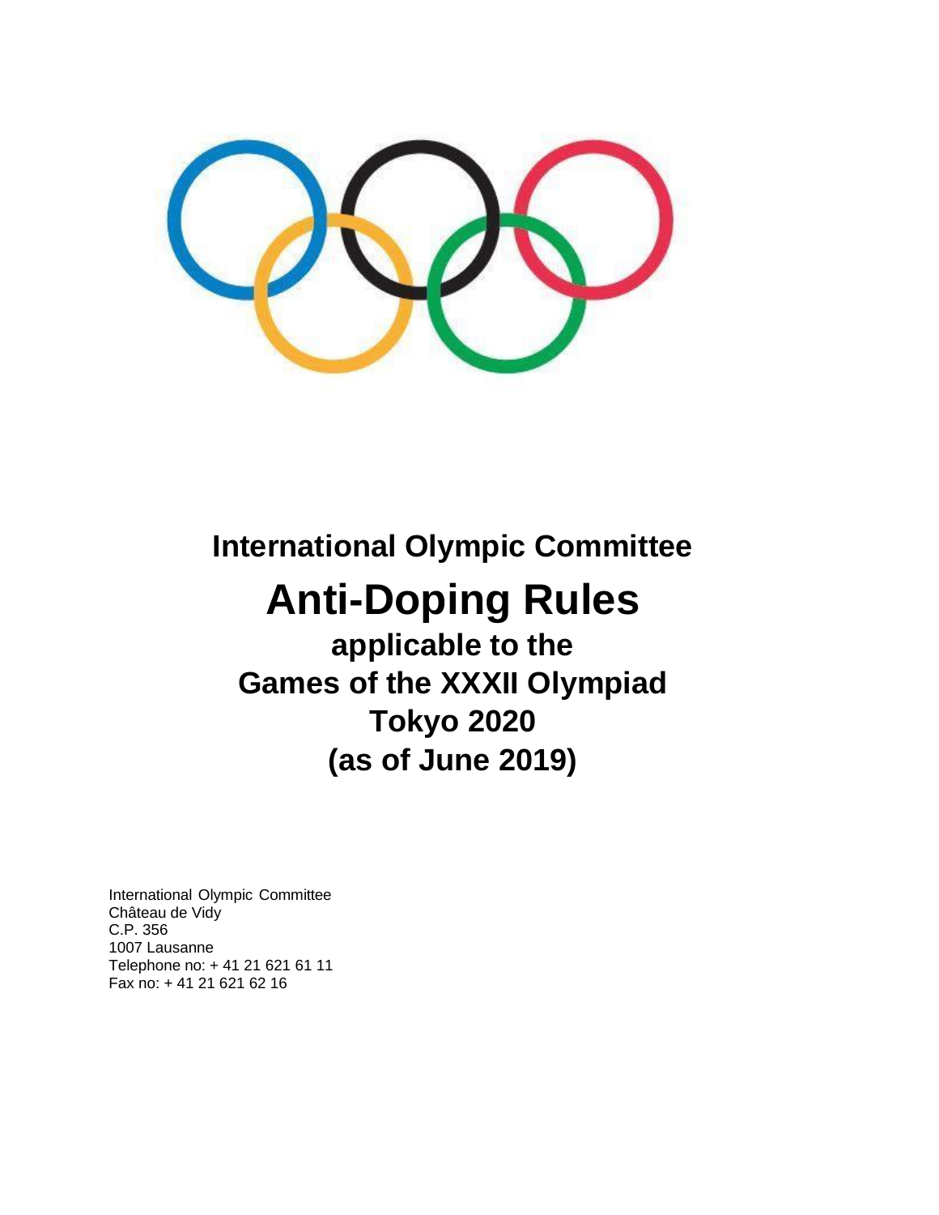**International Olympic Committee**

# Anti-Doping Rules

## applicable to the Games of the XXXII Olympiad Tokyo 2020 (as of June 2019)

International Olympic Committee
Château de Vidy
C.P. 356
1007 Lausanne
Telephone no: + 41 21 621 61 11
Fax no: + 41 21 621 62 16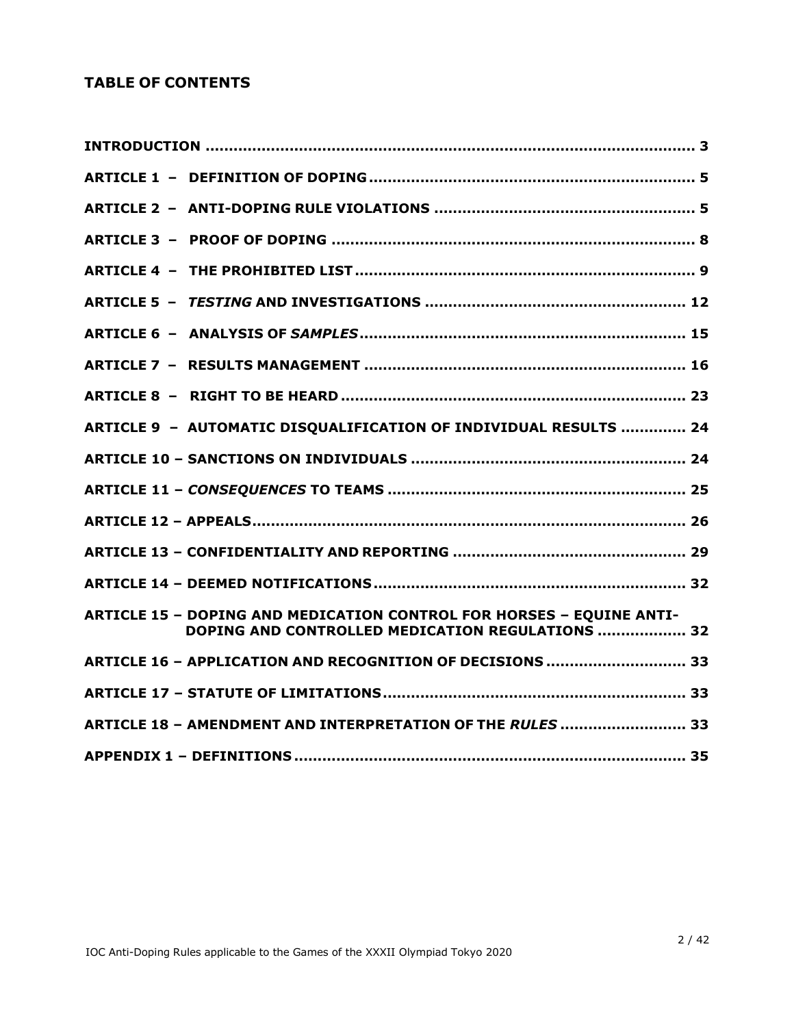## TABLE OF CONTENTS

**INTRODUCTION** ........................................................................................ 3

**ARTICLE 1 – DEFINITION OF DOPING** ..................................................................... 5

**ARTICLE 2 – ANTI-DOPING RULE VIOLATIONS** ....................................................... 5

**ARTICLE 3 – PROOF OF DOPING** ............................................................................. 8

**ARTICLE 4 – THE PROHIBITED LIST** ........................................................................ 9

**ARTICLE 5 – *TESTING* AND INVESTIGATIONS** ....................................................... 12

**ARTICLE 6 – ANALYSIS OF *SAMPLES*** ..................................................................... 15

**ARTICLE 7 – RESULTS MANAGEMENT** .................................................................... 16

**ARTICLE 8 – RIGHT TO BE HEARD** ......................................................................... 23

**ARTICLE 9 – AUTOMATIC DISQUALIFICATION OF INDIVIDUAL RESULTS** ............. 24

**ARTICLE 10 – SANCTIONS ON INDIVIDUALS** .......................................................... 24

**ARTICLE 11 – *CONSEQUENCES* TO TEAMS** ............................................................... 25

**ARTICLE 12 – APPEALS** ............................................................................................ 26

**ARTICLE 13 – CONFIDENTIALITY AND REPORTING** ................................................. 29

**ARTICLE 14 – DEEMED NOTIFICATIONS** .................................................................. 32

**ARTICLE 15 – DOPING AND MEDICATION CONTROL FOR HORSES – EQUINE ANTI-DOPING AND CONTROLLED MEDICATION REGULATIONS** .................. 32

**ARTICLE 16 – APPLICATION AND RECOGNITION OF DECISIONS** ............................. 33

**ARTICLE 17 – STATUTE OF LIMITATIONS** ................................................................ 33

**ARTICLE 18 – AMENDMENT AND INTERPRETATION OF THE *RULES*** .......................... 33

**APPENDIX 1 – DEFINITIONS** .................................................................................... 35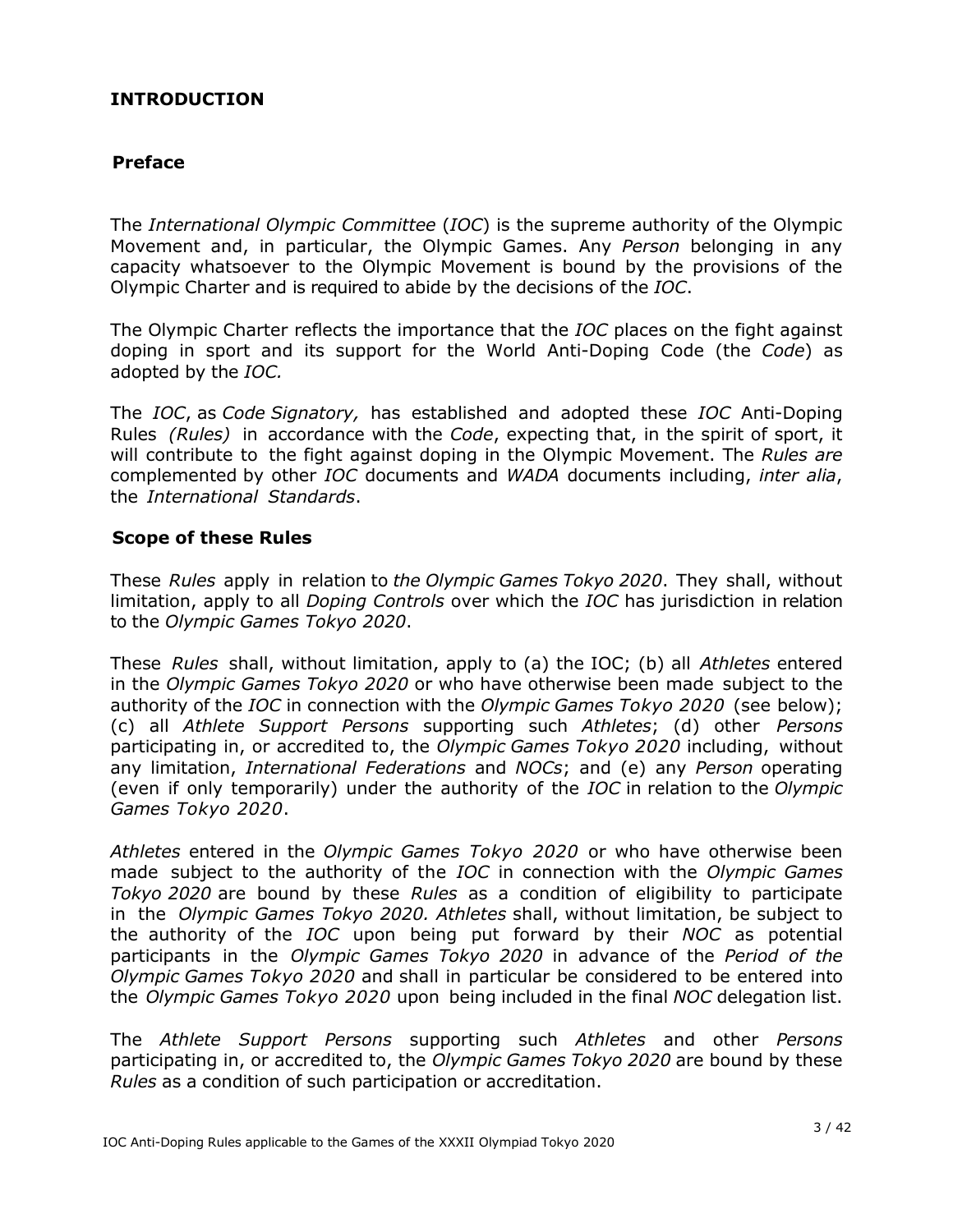# INTRODUCTION

## Preface

The *International Olympic Committee* (*IOC*) is the supreme authority of the Olympic Movement and, in particular, the Olympic Games. Any *Person* belonging in any capacity whatsoever to the Olympic Movement is bound by the provisions of the Olympic Charter and is required to abide by the decisions of the *IOC*.

The Olympic Charter reflects the importance that the *IOC* places on the fight against doping in sport and its support for the World Anti-Doping Code (the *Code*) as adopted by the *IOC.*

The *IOC*, as *Code Signatory,* has established and adopted these *IOC* Anti-Doping Rules *(Rules)* in accordance with the *Code*, expecting that, in the spirit of sport, it will contribute to the fight against doping in the Olympic Movement. The *Rules are* complemented by other *IOC* documents and *WADA* documents including, *inter alia*, the *International Standards*.

## Scope of these Rules

These *Rules* apply in relation to *the Olympic Games Tokyo 2020*. They shall, without limitation, apply to all *Doping Controls* over which the *IOC* has jurisdiction in relation to the *Olympic Games Tokyo 2020*.

These *Rules* shall, without limitation, apply to (a) the IOC; (b) all *Athletes* entered in the *Olympic Games Tokyo 2020* or who have otherwise been made subject to the authority of the *IOC* in connection with the *Olympic Games Tokyo 2020* (see below); (c) all *Athlete Support Persons* supporting such *Athletes*; (d) other *Persons* participating in, or accredited to, the *Olympic Games Tokyo 2020* including, without any limitation, *International Federations* and *NOCs*; and (e) any *Person* operating (even if only temporarily) under the authority of the *IOC* in relation to the *Olympic Games Tokyo 2020*.

*Athletes* entered in the *Olympic Games Tokyo 2020* or who have otherwise been made subject to the authority of the *IOC* in connection with the *Olympic Games Tokyo 2020* are bound by these *Rules* as a condition of eligibility to participate in the *Olympic Games Tokyo 2020. Athletes* shall, without limitation, be subject to the authority of the *IOC* upon being put forward by their *NOC* as potential participants in the *Olympic Games Tokyo 2020* in advance of the *Period of the Olympic Games Tokyo 2020* and shall in particular be considered to be entered into the *Olympic Games Tokyo 2020* upon being included in the final *NOC* delegation list.

The *Athlete Support Persons* supporting such *Athletes* and other *Persons* participating in, or accredited to, the *Olympic Games Tokyo 2020* are bound by these *Rules* as a condition of such participation or accreditation.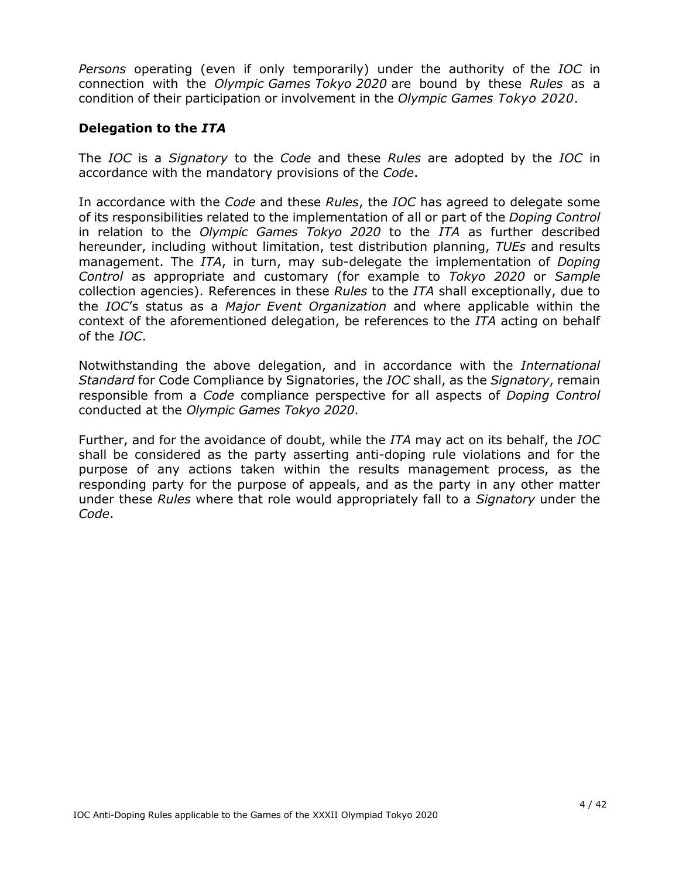*Persons* operating (even if only temporarily) under the authority of the *IOC* in connection with the *Olympic Games Tokyo 2020* are bound by these *Rules* as a condition of their participation or involvement in the *Olympic Games Tokyo 2020*.

### Delegation to the *ITA*

The *IOC* is a *Signatory* to the *Code* and these *Rules* are adopted by the *IOC* in accordance with the mandatory provisions of the *Code*.

In accordance with the *Code* and these *Rules*, the *IOC* has agreed to delegate some of its responsibilities related to the implementation of all or part of the *Doping Control* in relation to the *Olympic Games Tokyo 2020* to the *ITA* as further described hereunder, including without limitation, test distribution planning, *TUEs* and results management. The *ITA*, in turn, may sub-delegate the implementation of *Doping Control* as appropriate and customary (for example to *Tokyo 2020* or *Sample* collection agencies). References in these *Rules* to the *ITA* shall exceptionally, due to the *IOC*'s status as a *Major Event Organization* and where applicable within the context of the aforementioned delegation, be references to the *ITA* acting on behalf of the *IOC*.

Notwithstanding the above delegation, and in accordance with the *International Standard* for Code Compliance by Signatories, the *IOC* shall, as the *Signatory*, remain responsible from a *Code* compliance perspective for all aspects of *Doping Control* conducted at the *Olympic Games Tokyo 2020*.

Further, and for the avoidance of doubt, while the *ITA* may act on its behalf, the *IOC* shall be considered as the party asserting anti-doping rule violations and for the purpose of any actions taken within the results management process, as the responding party for the purpose of appeals, and as the party in any other matter under these *Rules* where that role would appropriately fall to a *Signatory* under the *Code*.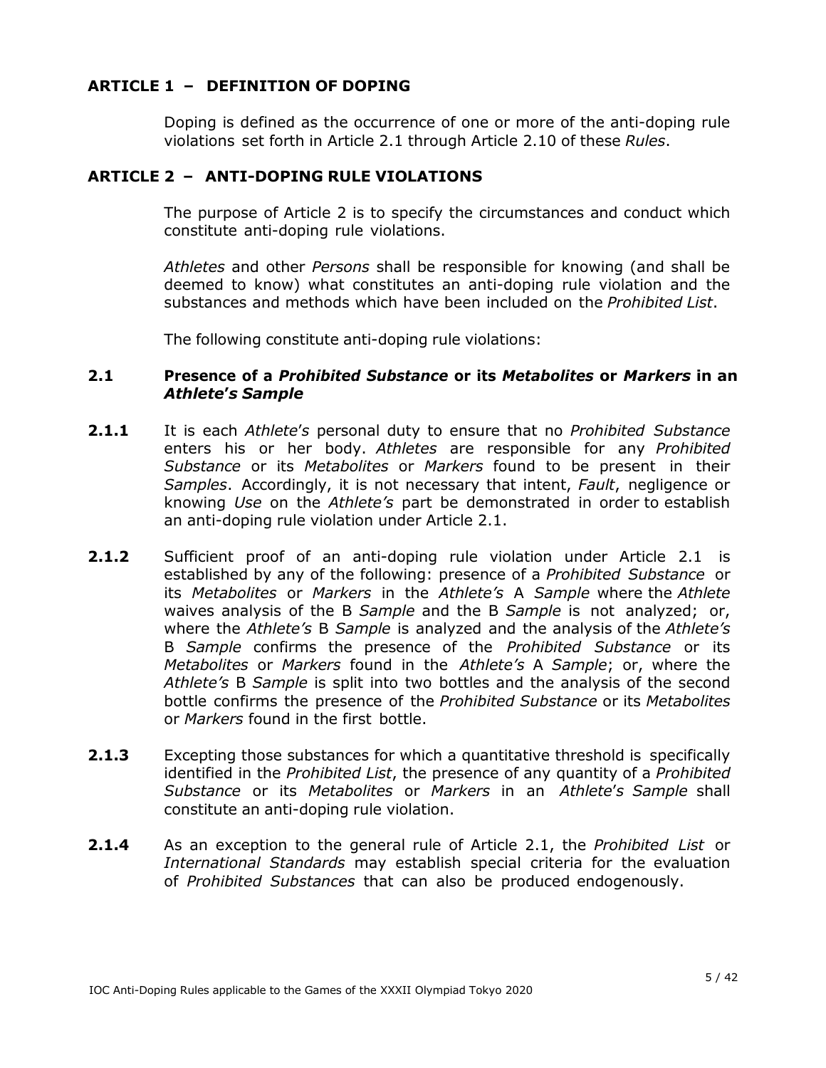## ARTICLE 1 – DEFINITION OF DOPING

Doping is defined as the occurrence of one or more of the anti-doping rule violations set forth in Article 2.1 through Article 2.10 of these *Rules*.

## ARTICLE 2 – ANTI-DOPING RULE VIOLATIONS

The purpose of Article 2 is to specify the circumstances and conduct which constitute anti-doping rule violations.

*Athletes* and other *Persons* shall be responsible for knowing (and shall be deemed to know) what constitutes an anti-doping rule violation and the substances and methods which have been included on the *Prohibited List*.

The following constitute anti-doping rule violations:

### 2.1 Presence of a *Prohibited Substance* or its *Metabolites* or *Markers* in an *Athlete's Sample*

**2.1.1** It is each *Athlete's* personal duty to ensure that no *Prohibited Substance* enters his or her body. *Athletes* are responsible for any *Prohibited Substance* or its *Metabolites* or *Markers* found to be present in their *Samples*. Accordingly, it is not necessary that intent, *Fault*, negligence or knowing *Use* on the *Athlete's* part be demonstrated in order to establish an anti-doping rule violation under Article 2.1.

**2.1.2** Sufficient proof of an anti-doping rule violation under Article 2.1 is established by any of the following: presence of a *Prohibited Substance* or its *Metabolites* or *Markers* in the *Athlete's* A *Sample* where the *Athlete* waives analysis of the B *Sample* and the B *Sample* is not analyzed; or, where the *Athlete's* B *Sample* is analyzed and the analysis of the *Athlete's* B *Sample* confirms the presence of the *Prohibited Substance* or its *Metabolites* or *Markers* found in the *Athlete's* A *Sample*; or, where the *Athlete's* B *Sample* is split into two bottles and the analysis of the second bottle confirms the presence of the *Prohibited Substance* or its *Metabolites* or *Markers* found in the first bottle.

**2.1.3** Excepting those substances for which a quantitative threshold is specifically identified in the *Prohibited List*, the presence of any quantity of a *Prohibited Substance* or its *Metabolites* or *Markers* in an *Athlete's Sample* shall constitute an anti-doping rule violation.

**2.1.4** As an exception to the general rule of Article 2.1, the *Prohibited List* or *International Standards* may establish special criteria for the evaluation of *Prohibited Substances* that can also be produced endogenously.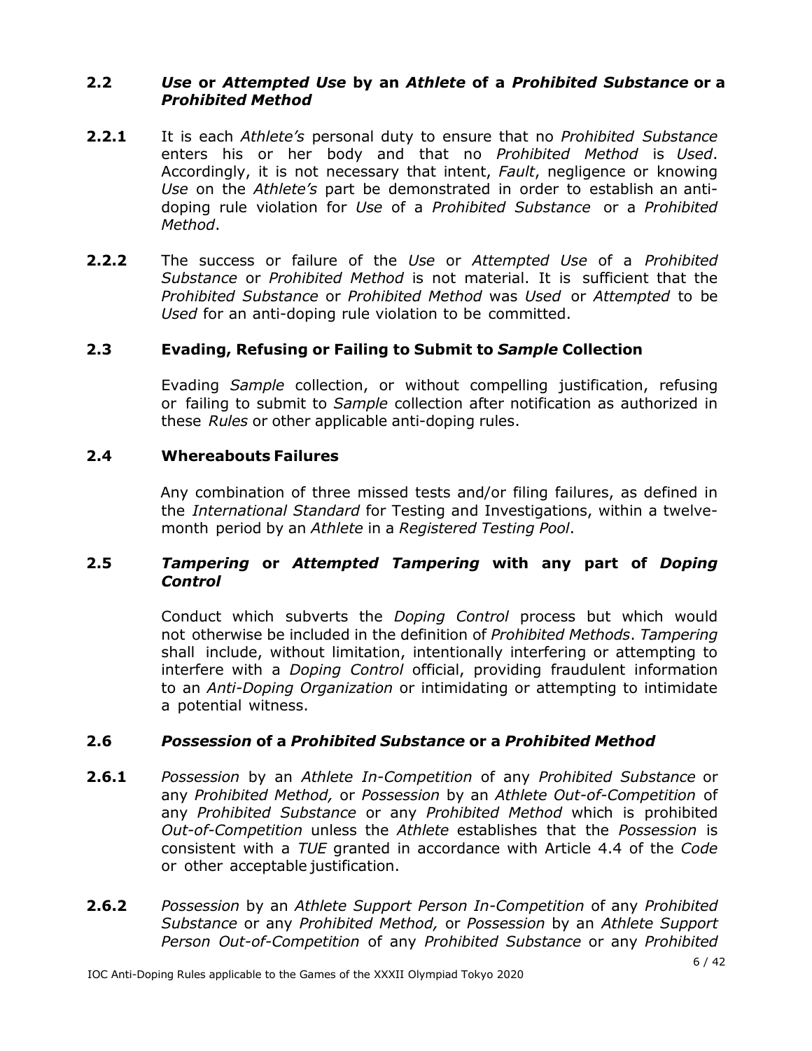### 2.2 *Use* or *Attempted Use* by an *Athlete* of a *Prohibited Substance* or a *Prohibited Method*

**2.2.1** It is each *Athlete's* personal duty to ensure that no *Prohibited Substance* enters his or her body and that no *Prohibited Method* is *Used*. Accordingly, it is not necessary that intent, *Fault*, negligence or knowing *Use* on the *Athlete's* part be demonstrated in order to establish an anti-doping rule violation for *Use* of a *Prohibited Substance* or a *Prohibited Method*.

**2.2.2** The success or failure of the *Use* or *Attempted Use* of a *Prohibited Substance* or *Prohibited Method* is not material. It is sufficient that the *Prohibited Substance* or *Prohibited Method* was *Used* or *Attempted* to be *Used* for an anti-doping rule violation to be committed.

### 2.3 Evading, Refusing or Failing to Submit to *Sample* Collection

Evading *Sample* collection, or without compelling justification, refusing or failing to submit to *Sample* collection after notification as authorized in these *Rules* or other applicable anti-doping rules.

### 2.4 Whereabouts Failures

Any combination of three missed tests and/or filing failures, as defined in the *International Standard* for Testing and Investigations, within a twelve-month period by an *Athlete* in a *Registered Testing Pool*.

### 2.5 *Tampering* or *Attempted Tampering* with any part of *Doping Control*

Conduct which subverts the *Doping Control* process but which would not otherwise be included in the definition of *Prohibited Methods*. *Tampering* shall include, without limitation, intentionally interfering or attempting to interfere with a *Doping Control* official, providing fraudulent information to an *Anti-Doping Organization* or intimidating or attempting to intimidate a potential witness.

### 2.6 *Possession* of a *Prohibited Substance* or a *Prohibited Method*

**2.6.1** *Possession* by an *Athlete In-Competition* of any *Prohibited Substance* or any *Prohibited Method,* or *Possession* by an *Athlete Out-of-Competition* of any *Prohibited Substance* or any *Prohibited Method* which is prohibited *Out-of-Competition* unless the *Athlete* establishes that the *Possession* is consistent with a *TUE* granted in accordance with Article 4.4 of the *Code* or other acceptable justification.

**2.6.2** *Possession* by an *Athlete Support Person In-Competition* of any *Prohibited Substance* or any *Prohibited Method,* or *Possession* by an *Athlete Support Person Out-of-Competition* of any *Prohibited Substance* or any *Prohibited*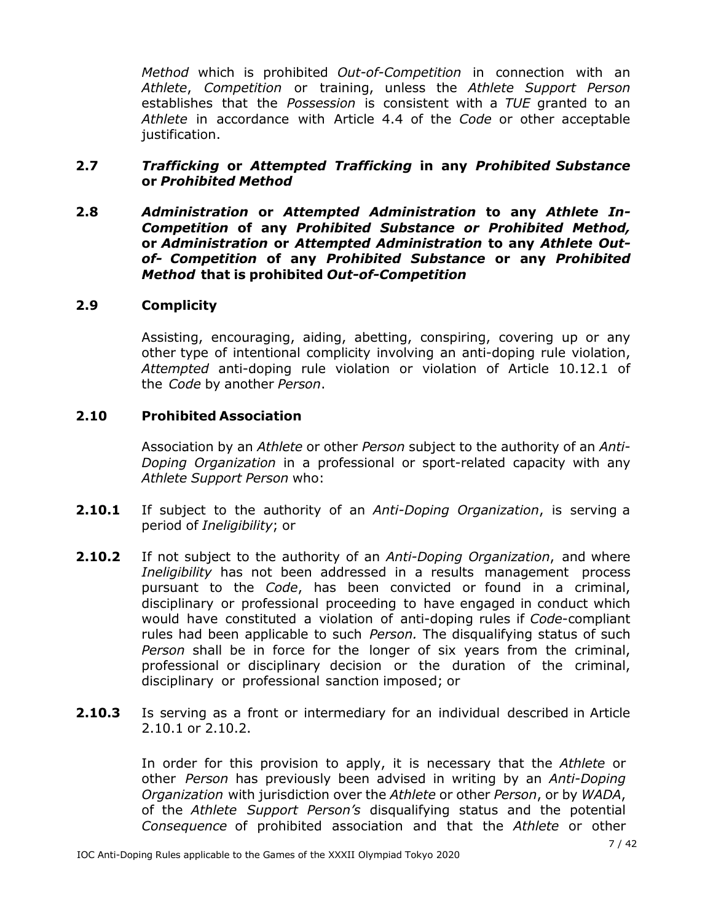*Method* which is prohibited *Out-of-Competition* in connection with an *Athlete*, *Competition* or training, unless the *Athlete Support Person* establishes that the *Possession* is consistent with a *TUE* granted to an *Athlete* in accordance with Article 4.4 of the *Code* or other acceptable justification.

**2.7 *Trafficking* or *Attempted Trafficking* in any *Prohibited Substance* or *Prohibited Method***

**2.8 *Administration* or *Attempted Administration* to any *Athlete In-Competition* of any *Prohibited Substance or Prohibited Method,* or *Administration* or *Attempted Administration* to any *Athlete Out-of- Competition* of any *Prohibited Substance* or any *Prohibited Method* that is prohibited *Out-of-Competition***

**2.9 Complicity**

Assisting, encouraging, aiding, abetting, conspiring, covering up or any other type of intentional complicity involving an anti-doping rule violation, *Attempted* anti-doping rule violation or violation of Article 10.12.1 of the *Code* by another *Person*.

**2.10 Prohibited Association**

Association by an *Athlete* or other *Person* subject to the authority of an *Anti-Doping Organization* in a professional or sport-related capacity with any *Athlete Support Person* who:

**2.10.1** If subject to the authority of an *Anti-Doping Organization*, is serving a period of *Ineligibility*; or

**2.10.2** If not subject to the authority of an *Anti-Doping Organization*, and where *Ineligibility* has not been addressed in a results management process pursuant to the *Code*, has been convicted or found in a criminal, disciplinary or professional proceeding to have engaged in conduct which would have constituted a violation of anti-doping rules if *Code*-compliant rules had been applicable to such *Person.* The disqualifying status of such *Person* shall be in force for the longer of six years from the criminal, professional or disciplinary decision or the duration of the criminal, disciplinary or professional sanction imposed; or

**2.10.3** Is serving as a front or intermediary for an individual described in Article 2.10.1 or 2.10.2.

In order for this provision to apply, it is necessary that the *Athlete* or other *Person* has previously been advised in writing by an *Anti-Doping Organization* with jurisdiction over the *Athlete* or other *Person*, or by *WADA*, of the *Athlete Support Person's* disqualifying status and the potential *Consequence* of prohibited association and that the *Athlete* or other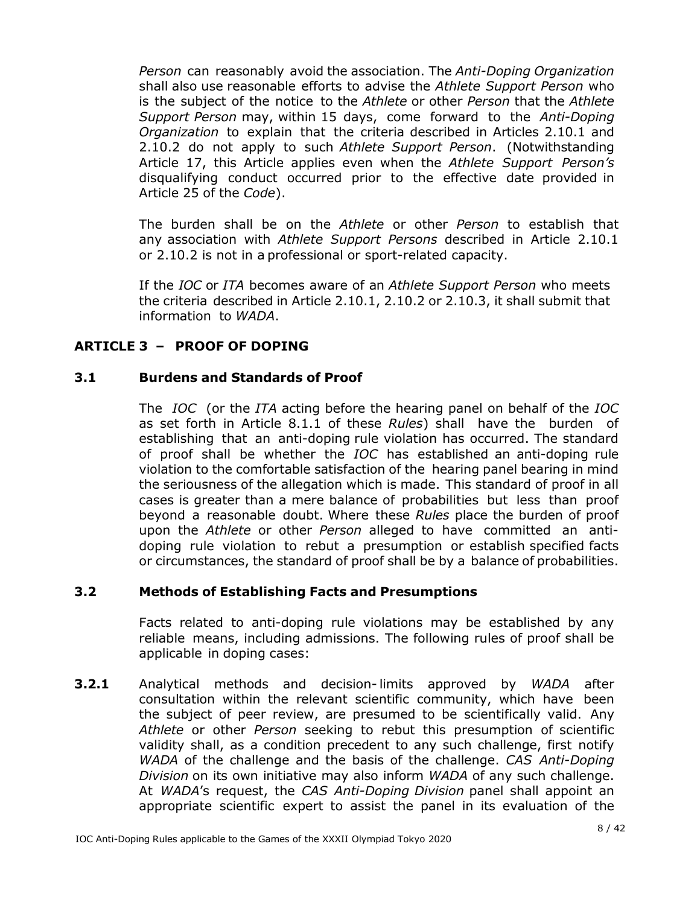*Person* can reasonably avoid the association. The *Anti-Doping Organization* shall also use reasonable efforts to advise the *Athlete Support Person* who is the subject of the notice to the *Athlete* or other *Person* that the *Athlete Support Person* may, within 15 days, come forward to the *Anti-Doping Organization* to explain that the criteria described in Articles 2.10.1 and 2.10.2 do not apply to such *Athlete Support Person*. (Notwithstanding Article 17, this Article applies even when the *Athlete Support Person's* disqualifying conduct occurred prior to the effective date provided in Article 25 of the *Code*).

The burden shall be on the *Athlete* or other *Person* to establish that any association with *Athlete Support Persons* described in Article 2.10.1 or 2.10.2 is not in a professional or sport-related capacity.

If the *IOC* or *ITA* becomes aware of an *Athlete Support Person* who meets the criteria described in Article 2.10.1, 2.10.2 or 2.10.3, it shall submit that information to *WADA*.

## ARTICLE 3 – PROOF OF DOPING

### 3.1 Burdens and Standards of Proof

The *IOC* (or the *ITA* acting before the hearing panel on behalf of the *IOC* as set forth in Article 8.1.1 of these *Rules*) shall have the burden of establishing that an anti-doping rule violation has occurred. The standard of proof shall be whether the *IOC* has established an anti-doping rule violation to the comfortable satisfaction of the hearing panel bearing in mind the seriousness of the allegation which is made. This standard of proof in all cases is greater than a mere balance of probabilities but less than proof beyond a reasonable doubt. Where these *Rules* place the burden of proof upon the *Athlete* or other *Person* alleged to have committed an anti-doping rule violation to rebut a presumption or establish specified facts or circumstances, the standard of proof shall be by a balance of probabilities.

### 3.2 Methods of Establishing Facts and Presumptions

Facts related to anti-doping rule violations may be established by any reliable means, including admissions. The following rules of proof shall be applicable in doping cases:

**3.2.1** Analytical methods and decision-limits approved by *WADA* after consultation within the relevant scientific community, which have been the subject of peer review, are presumed to be scientifically valid. Any *Athlete* or other *Person* seeking to rebut this presumption of scientific validity shall, as a condition precedent to any such challenge, first notify *WADA* of the challenge and the basis of the challenge. *CAS Anti-Doping Division* on its own initiative may also inform *WADA* of any such challenge. At *WADA*'s request, the *CAS Anti-Doping Division* panel shall appoint an appropriate scientific expert to assist the panel in its evaluation of the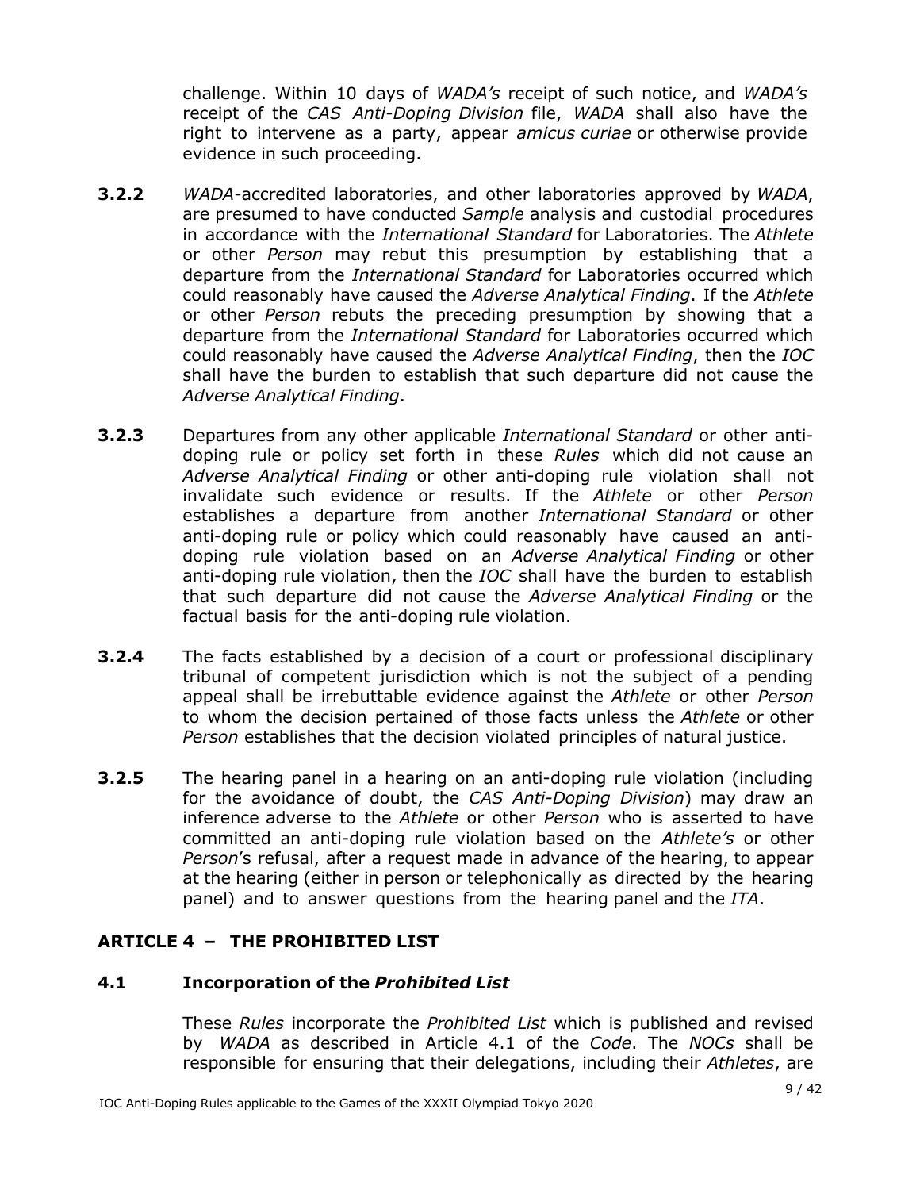challenge. Within 10 days of *WADA's* receipt of such notice, and *WADA's* receipt of the *CAS Anti-Doping Division* file, *WADA* shall also have the right to intervene as a party, appear *amicus curiae* or otherwise provide evidence in such proceeding.

**3.2.2** *WADA*-accredited laboratories, and other laboratories approved by *WADA*, are presumed to have conducted *Sample* analysis and custodial procedures in accordance with the *International Standard* for Laboratories. The *Athlete* or other *Person* may rebut this presumption by establishing that a departure from the *International Standard* for Laboratories occurred which could reasonably have caused the *Adverse Analytical Finding*. If the *Athlete* or other *Person* rebuts the preceding presumption by showing that a departure from the *International Standard* for Laboratories occurred which could reasonably have caused the *Adverse Analytical Finding*, then the *IOC* shall have the burden to establish that such departure did not cause the *Adverse Analytical Finding*.

**3.2.3** Departures from any other applicable *International Standard* or other anti-doping rule or policy set forth in these *Rules* which did not cause an *Adverse Analytical Finding* or other anti-doping rule violation shall not invalidate such evidence or results. If the *Athlete* or other *Person* establishes a departure from another *International Standard* or other anti-doping rule or policy which could reasonably have caused an anti-doping rule violation based on an *Adverse Analytical Finding* or other anti-doping rule violation, then the *IOC* shall have the burden to establish that such departure did not cause the *Adverse Analytical Finding* or the factual basis for the anti-doping rule violation.

**3.2.4** The facts established by a decision of a court or professional disciplinary tribunal of competent jurisdiction which is not the subject of a pending appeal shall be irrebuttable evidence against the *Athlete* or other *Person* to whom the decision pertained of those facts unless the *Athlete* or other *Person* establishes that the decision violated principles of natural justice.

**3.2.5** The hearing panel in a hearing on an anti-doping rule violation (including for the avoidance of doubt, the *CAS Anti-Doping Division*) may draw an inference adverse to the *Athlete* or other *Person* who is asserted to have committed an anti-doping rule violation based on the *Athlete's* or other *Person*'s refusal, after a request made in advance of the hearing, to appear at the hearing (either in person or telephonically as directed by the hearing panel) and to answer questions from the hearing panel and the *ITA*.

## ARTICLE 4 – THE PROHIBITED LIST

### 4.1 Incorporation of the *Prohibited List*

These *Rules* incorporate the *Prohibited List* which is published and revised by *WADA* as described in Article 4.1 of the *Code*. The *NOCs* shall be responsible for ensuring that their delegations, including their *Athletes*, are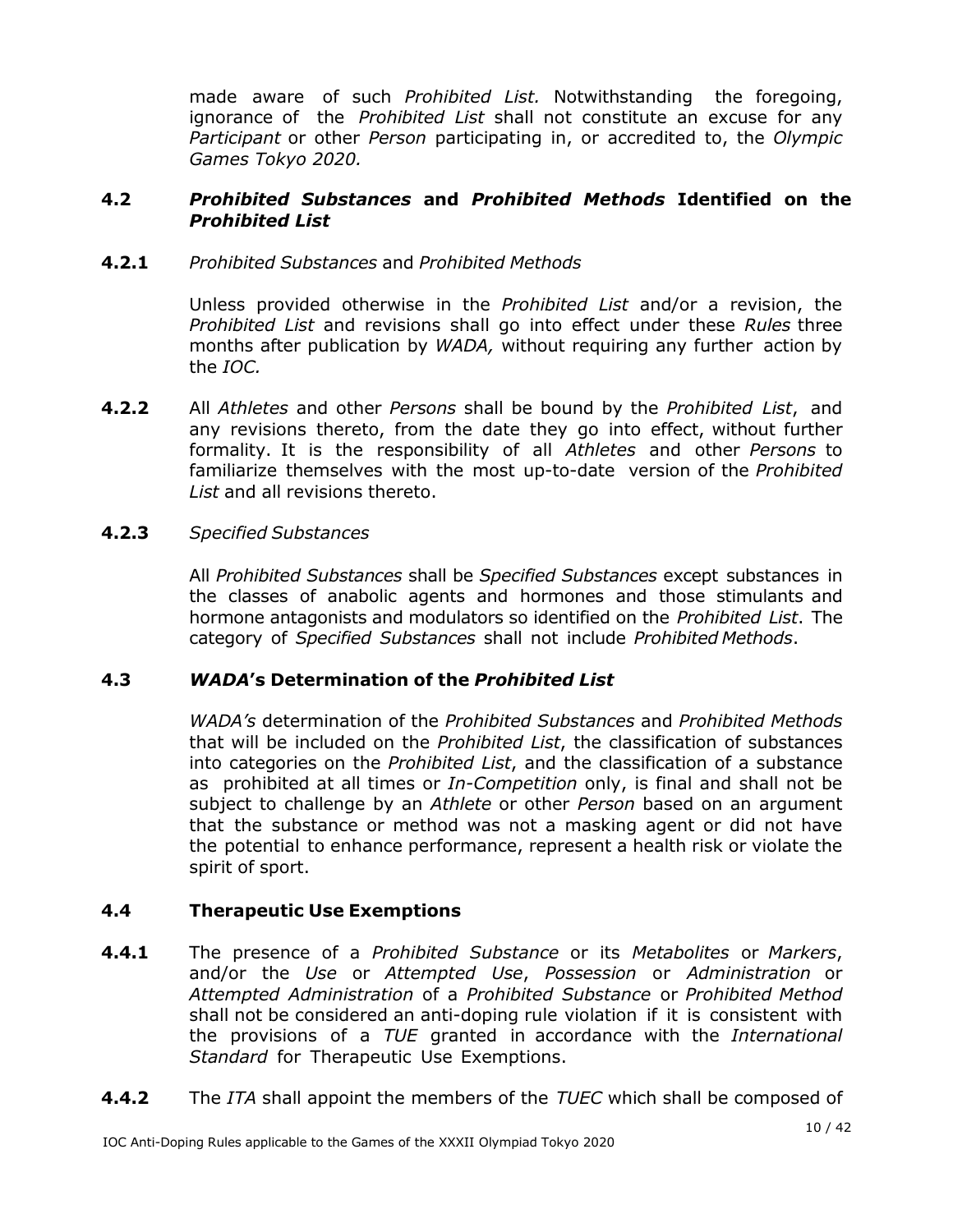made aware of such *Prohibited List.* Notwithstanding the foregoing, ignorance of the *Prohibited List* shall not constitute an excuse for any *Participant* or other *Person* participating in, or accredited to, the *Olympic Games Tokyo 2020.*

### 4.2 *Prohibited Substances* and *Prohibited Methods* Identified on the *Prohibited List*

**4.2.1** *Prohibited Substances* and *Prohibited Methods*

Unless provided otherwise in the *Prohibited List* and/or a revision, the *Prohibited List* and revisions shall go into effect under these *Rules* three months after publication by *WADA,* without requiring any further action by the *IOC.*

**4.2.2** All *Athletes* and other *Persons* shall be bound by the *Prohibited List*, and any revisions thereto, from the date they go into effect, without further formality. It is the responsibility of all *Athletes* and other *Persons* to familiarize themselves with the most up-to-date version of the *Prohibited List* and all revisions thereto.

**4.2.3** *Specified Substances*

All *Prohibited Substances* shall be *Specified Substances* except substances in the classes of anabolic agents and hormones and those stimulants and hormone antagonists and modulators so identified on the *Prohibited List*. The category of *Specified Substances* shall not include *Prohibited Methods*.

### 4.3 *WADA*'s Determination of the *Prohibited List*

*WADA's* determination of the *Prohibited Substances* and *Prohibited Methods* that will be included on the *Prohibited List*, the classification of substances into categories on the *Prohibited List*, and the classification of a substance as prohibited at all times or *In-Competition* only, is final and shall not be subject to challenge by an *Athlete* or other *Person* based on an argument that the substance or method was not a masking agent or did not have the potential to enhance performance, represent a health risk or violate the spirit of sport.

### 4.4 Therapeutic Use Exemptions

**4.4.1** The presence of a *Prohibited Substance* or its *Metabolites* or *Markers*, and/or the *Use* or *Attempted Use*, *Possession* or *Administration* or *Attempted Administration* of a *Prohibited Substance* or *Prohibited Method* shall not be considered an anti-doping rule violation if it is consistent with the provisions of a *TUE* granted in accordance with the *International Standard* for Therapeutic Use Exemptions.

**4.4.2** The *ITA* shall appoint the members of the *TUEC* which shall be composed of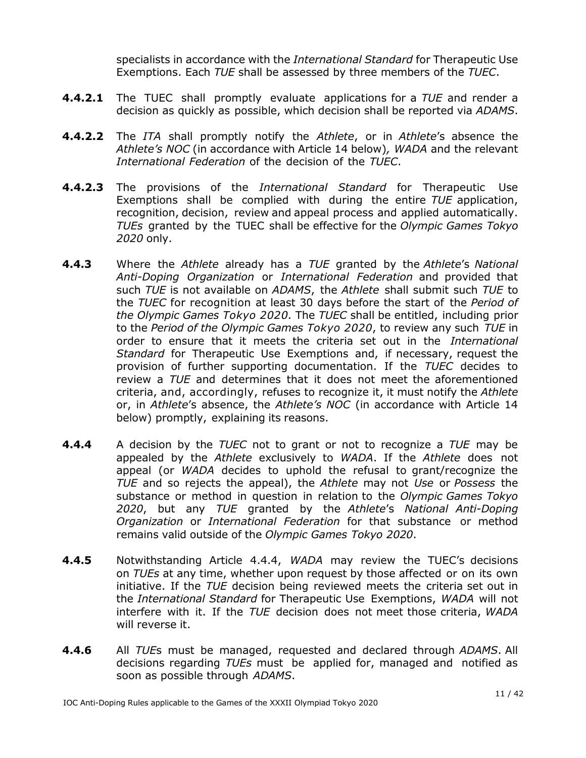specialists in accordance with the *International Standard* for Therapeutic Use Exemptions. Each *TUE* shall be assessed by three members of the *TUEC*.

**4.4.2.1** The TUEC shall promptly evaluate applications for a *TUE* and render a decision as quickly as possible, which decision shall be reported via *ADAMS*.

**4.4.2.2** The *ITA* shall promptly notify the *Athlete*, or in *Athlete*'s absence the *Athlete's NOC* (in accordance with Article 14 below)*, WADA* and the relevant *International Federation* of the decision of the *TUEC*.

**4.4.2.3** The provisions of the *International Standard* for Therapeutic Use Exemptions shall be complied with during the entire *TUE* application, recognition, decision, review and appeal process and applied automatically. *TUEs* granted by the TUEC shall be effective for the *Olympic Games Tokyo 2020* only.

**4.4.3** Where the *Athlete* already has a *TUE* granted by the *Athlete*'s *National Anti-Doping Organization* or *International Federation* and provided that such *TUE* is not available on *ADAMS*, the *Athlete* shall submit such *TUE* to the *TUEC* for recognition at least 30 days before the start of the *Period of the Olympic Games Tokyo 2020.* The *TUEC* shall be entitled, including prior to the *Period of the Olympic Games Tokyo 2020*, to review any such *TUE* in order to ensure that it meets the criteria set out in the *International Standard* for Therapeutic Use Exemptions and, if necessary, request the provision of further supporting documentation. If the *TUEC* decides to review a *TUE* and determines that it does not meet the aforementioned criteria, and, accordingly, refuses to recognize it, it must notify the *Athlete* or, in *Athlete*'s absence, the *Athlete's NOC* (in accordance with Article 14 below) promptly, explaining its reasons.

**4.4.4** A decision by the *TUEC* not to grant or not to recognize a *TUE* may be appealed by the *Athlete* exclusively to *WADA*. If the *Athlete* does not appeal (or *WADA* decides to uphold the refusal to grant/recognize the *TUE* and so rejects the appeal), the *Athlete* may not *Use* or *Possess* the substance or method in question in relation to the *Olympic Games Tokyo 2020*, but any *TUE* granted by the *Athlete*'s *National Anti-Doping Organization* or *International Federation* for that substance or method remains valid outside of the *Olympic Games Tokyo 2020*.

**4.4.5** Notwithstanding Article 4.4.4, *WADA* may review the TUEC's decisions on *TUEs* at any time, whether upon request by those affected or on its own initiative. If the *TUE* decision being reviewed meets the criteria set out in the *International Standard* for Therapeutic Use Exemptions, *WADA* will not interfere with it. If the *TUE* decision does not meet those criteria, *WADA* will reverse it.

**4.4.6** All *TUE*s must be managed, requested and declared through *ADAMS*. All decisions regarding *TUEs* must be applied for, managed and notified as soon as possible through *ADAMS*.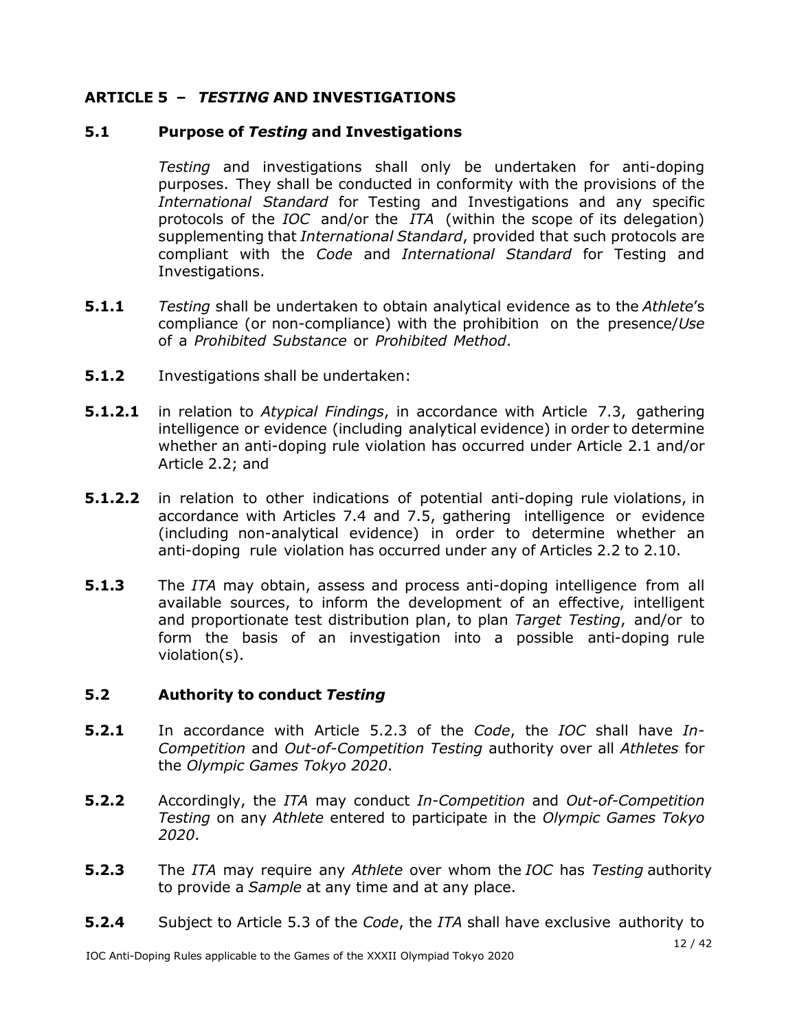## ARTICLE 5 – *TESTING* AND INVESTIGATIONS

### 5.1 Purpose of *Testing* and Investigations

*Testing* and investigations shall only be undertaken for anti-doping purposes. They shall be conducted in conformity with the provisions of the *International Standard* for Testing and Investigations and any specific protocols of the *IOC* and/or the *ITA* (within the scope of its delegation) supplementing that *International Standard*, provided that such protocols are compliant with the *Code* and *International Standard* for Testing and Investigations.

**5.1.1** *Testing* shall be undertaken to obtain analytical evidence as to the *Athlete*'s compliance (or non-compliance) with the prohibition on the presence/*Use* of a *Prohibited Substance* or *Prohibited Method*.

**5.1.2** Investigations shall be undertaken:

**5.1.2.1** in relation to *Atypical Findings*, in accordance with Article 7.3, gathering intelligence or evidence (including analytical evidence) in order to determine whether an anti-doping rule violation has occurred under Article 2.1 and/or Article 2.2; and

**5.1.2.2** in relation to other indications of potential anti-doping rule violations, in accordance with Articles 7.4 and 7.5, gathering intelligence or evidence (including non-analytical evidence) in order to determine whether an anti-doping rule violation has occurred under any of Articles 2.2 to 2.10.

**5.1.3** The *ITA* may obtain, assess and process anti-doping intelligence from all available sources, to inform the development of an effective, intelligent and proportionate test distribution plan, to plan *Target Testing*, and/or to form the basis of an investigation into a possible anti-doping rule violation(s).

### 5.2 Authority to conduct *Testing*

**5.2.1** In accordance with Article 5.2.3 of the *Code*, the *IOC* shall have *In-Competition* and *Out-of-Competition Testing* authority over all *Athletes* for the *Olympic Games Tokyo 2020*.

**5.2.2** Accordingly, the *ITA* may conduct *In-Competition* and *Out-of-Competition Testing* on any *Athlete* entered to participate in the *Olympic Games Tokyo 2020*.

**5.2.3** The *ITA* may require any *Athlete* over whom the *IOC* has *Testing* authority to provide a *Sample* at any time and at any place.

**5.2.4** Subject to Article 5.3 of the *Code*, the *ITA* shall have exclusive authority to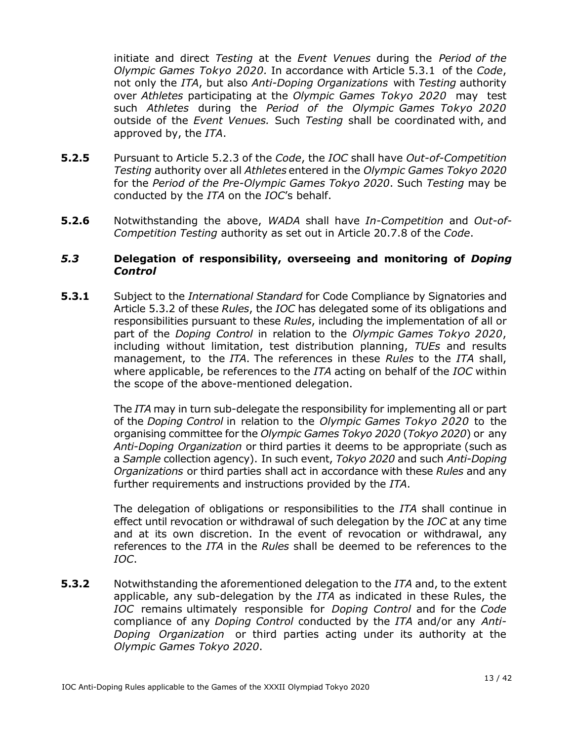initiate and direct *Testing* at the *Event Venues* during the *Period of the Olympic Games Tokyo 2020.* In accordance with Article 5.3.1 of the *Code*, not only the *ITA*, but also *Anti-Doping Organizations* with *Testing* authority over *Athletes* participating at the *Olympic Games Tokyo 2020* may test such *Athletes* during the *Period of the Olympic Games Tokyo 2020* outside of the *Event Venues.* Such *Testing* shall be coordinated with, and approved by, the *ITA*.

**5.2.5** Pursuant to Article 5.2.3 of the *Code*, the *IOC* shall have *Out-of-Competition Testing* authority over all *Athletes* entered in the *Olympic Games Tokyo 2020* for the *Period of the Pre-Olympic Games Tokyo 2020*. Such *Testing* may be conducted by the *ITA* on the *IOC*'s behalf.

**5.2.6** Notwithstanding the above, *WADA* shall have *In-Competition* and *Out-of-Competition Testing* authority as set out in Article 20.7.8 of the *Code*.

### *5.3* Delegation of responsibility, overseeing and monitoring of *Doping Control*

**5.3.1** Subject to the *International Standard* for Code Compliance by Signatories and Article 5.3.2 of these *Rules*, the *IOC* has delegated some of its obligations and responsibilities pursuant to these *Rules*, including the implementation of all or part of the *Doping Control* in relation to the *Olympic Games Tokyo 2020*, including without limitation, test distribution planning, *TUEs* and results management, to the *ITA*. The references in these *Rules* to the *ITA* shall, where applicable, be references to the *ITA* acting on behalf of the *IOC* within the scope of the above-mentioned delegation.

The *ITA* may in turn sub-delegate the responsibility for implementing all or part of the *Doping Control* in relation to the *Olympic Games Tokyo 2020* to the organising committee for the *Olympic Games Tokyo 2020* (*Tokyo 2020*) or any *Anti-Doping Organization* or third parties it deems to be appropriate (such as a *Sample* collection agency). In such event, *Tokyo 2020* and such *Anti-Doping Organizations* or third parties shall act in accordance with these *Rules* and any further requirements and instructions provided by the *ITA*.

The delegation of obligations or responsibilities to the *ITA* shall continue in effect until revocation or withdrawal of such delegation by the *IOC* at any time and at its own discretion. In the event of revocation or withdrawal, any references to the *ITA* in the *Rules* shall be deemed to be references to the *IOC*.

**5.3.2** Notwithstanding the aforementioned delegation to the *ITA* and, to the extent applicable, any sub-delegation by the *ITA* as indicated in these Rules, the *IOC* remains ultimately responsible for *Doping Control* and for the *Code* compliance of any *Doping Control* conducted by the *ITA* and/or any *Anti-Doping Organization* or third parties acting under its authority at the *Olympic Games Tokyo 2020*.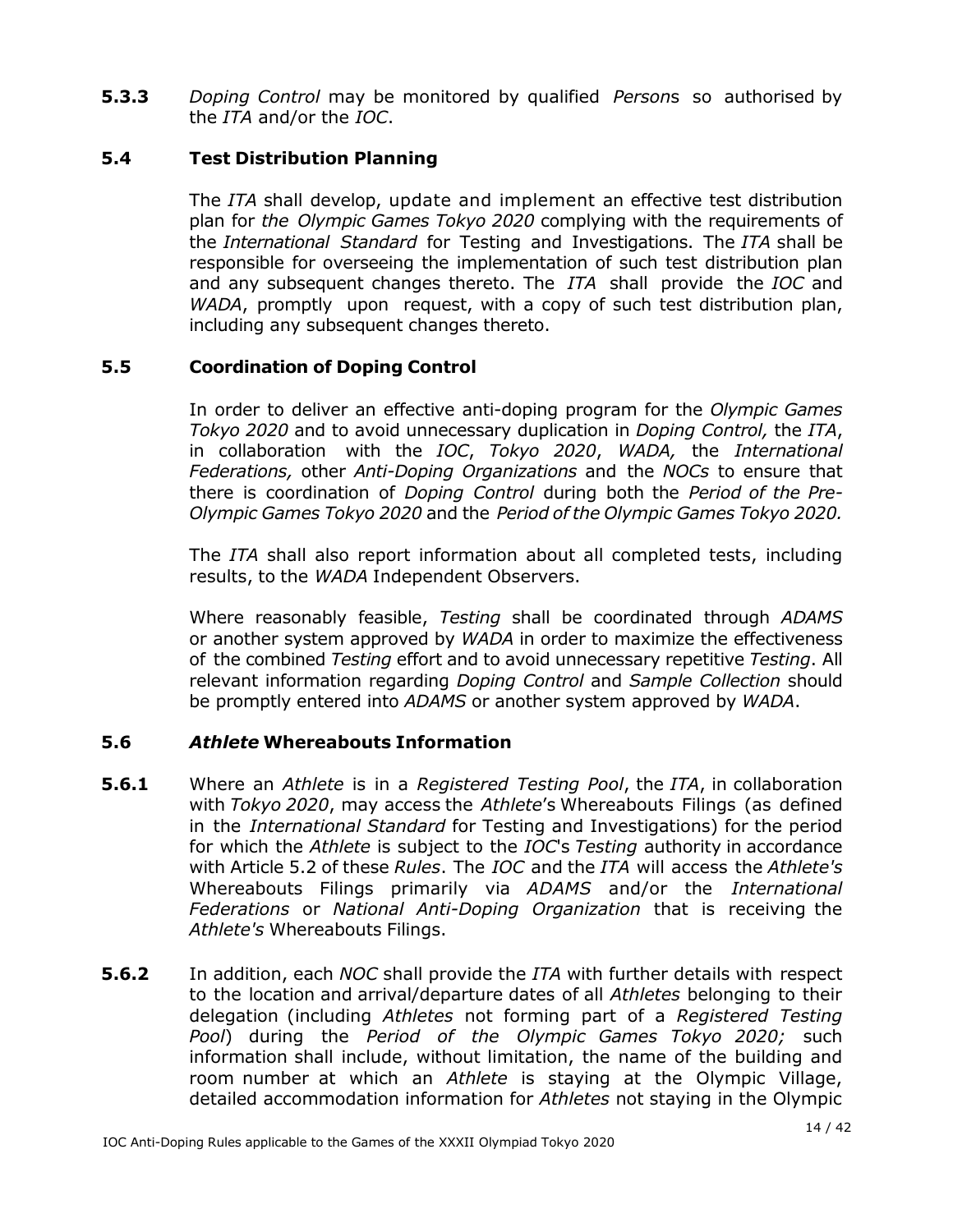**5.3.3** *Doping Control* may be monitored by qualified *Person*s so authorised by the *ITA* and/or the *IOC*.

### 5.4 Test Distribution Planning

The *ITA* shall develop, update and implement an effective test distribution plan for *the Olympic Games Tokyo 2020* complying with the requirements of the *International Standard* for Testing and Investigations. The *ITA* shall be responsible for overseeing the implementation of such test distribution plan and any subsequent changes thereto. The *ITA* shall provide the *IOC* and *WADA*, promptly upon request, with a copy of such test distribution plan, including any subsequent changes thereto.

### 5.5 Coordination of Doping Control

In order to deliver an effective anti-doping program for the *Olympic Games Tokyo 2020* and to avoid unnecessary duplication in *Doping Control,* the *ITA*, in collaboration with the *IOC*, *Tokyo 2020*, *WADA,* the *International Federations,* other *Anti-Doping Organizations* and the *NOCs* to ensure that there is coordination of *Doping Control* during both the *Period of the Pre-Olympic Games Tokyo 2020* and the *Period of the Olympic Games Tokyo 2020.*

The *ITA* shall also report information about all completed tests, including results, to the *WADA* Independent Observers.

Where reasonably feasible, *Testing* shall be coordinated through *ADAMS* or another system approved by *WADA* in order to maximize the effectiveness of the combined *Testing* effort and to avoid unnecessary repetitive *Testing*. All relevant information regarding *Doping Control* and *Sample Collection* should be promptly entered into *ADAMS* or another system approved by *WADA*.

### 5.6 *Athlete* Whereabouts Information

**5.6.1** Where an *Athlete* is in a *Registered Testing Pool*, the *ITA*, in collaboration with *Tokyo 2020*, may access the *Athlete*'s Whereabouts Filings (as defined in the *International Standard* for Testing and Investigations) for the period for which the *Athlete* is subject to the *IOC*'s *Testing* authority in accordance with Article 5.2 of these *Rules*. The *IOC* and the *ITA* will access the *Athlete's* Whereabouts Filings primarily via *ADAMS* and/or the *International Federations* or *National Anti-Doping Organization* that is receiving the *Athlete's* Whereabouts Filings.

**5.6.2** In addition, each *NOC* shall provide the *ITA* with further details with respect to the location and arrival/departure dates of all *Athletes* belonging to their delegation (including *Athletes* not forming part of a *Registered Testing Pool*) during the *Period of the Olympic Games Tokyo 2020;* such information shall include, without limitation, the name of the building and room number at which an *Athlete* is staying at the Olympic Village, detailed accommodation information for *Athletes* not staying in the Olympic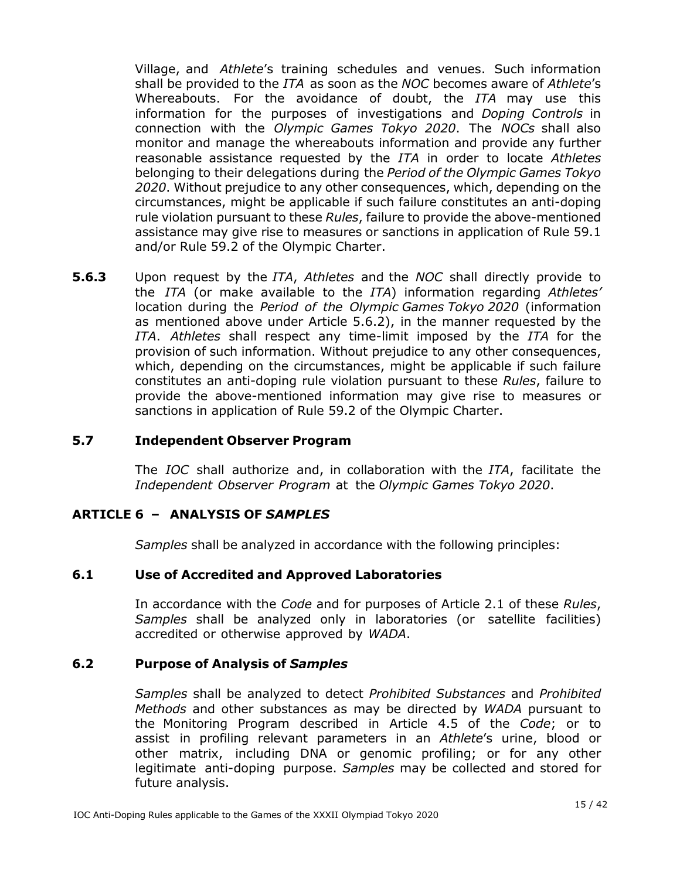Village, and *Athlete*'s training schedules and venues. Such information shall be provided to the *ITA* as soon as the *NOC* becomes aware of *Athlete*'s Whereabouts. For the avoidance of doubt, the *ITA* may use this information for the purposes of investigations and *Doping Controls* in connection with the *Olympic Games Tokyo 2020*. The *NOCs* shall also monitor and manage the whereabouts information and provide any further reasonable assistance requested by the *ITA* in order to locate *Athletes* belonging to their delegations during the *Period of the Olympic Games Tokyo 2020*. Without prejudice to any other consequences, which, depending on the circumstances, might be applicable if such failure constitutes an anti-doping rule violation pursuant to these *Rules*, failure to provide the above-mentioned assistance may give rise to measures or sanctions in application of Rule 59.1 and/or Rule 59.2 of the Olympic Charter.

**5.6.3** Upon request by the *ITA*, *Athletes* and the *NOC* shall directly provide to the *ITA* (or make available to the *ITA*) information regarding *Athletes'* location during the *Period of the Olympic Games Tokyo 2020* (information as mentioned above under Article 5.6.2), in the manner requested by the *ITA*. *Athletes* shall respect any time-limit imposed by the *ITA* for the provision of such information. Without prejudice to any other consequences, which, depending on the circumstances, might be applicable if such failure constitutes an anti-doping rule violation pursuant to these *Rules*, failure to provide the above-mentioned information may give rise to measures or sanctions in application of Rule 59.2 of the Olympic Charter.

### 5.7 Independent Observer Program

The *IOC* shall authorize and, in collaboration with the *ITA*, facilitate the *Independent Observer Program* at the *Olympic Games Tokyo 2020*.

## ARTICLE 6 – ANALYSIS OF *SAMPLES*

*Samples* shall be analyzed in accordance with the following principles:

### 6.1 Use of Accredited and Approved Laboratories

In accordance with the *Code* and for purposes of Article 2.1 of these *Rules*, *Samples* shall be analyzed only in laboratories (or satellite facilities) accredited or otherwise approved by *WADA*.

### 6.2 Purpose of Analysis of *Samples*

*Samples* shall be analyzed to detect *Prohibited Substances* and *Prohibited Methods* and other substances as may be directed by *WADA* pursuant to the Monitoring Program described in Article 4.5 of the *Code*; or to assist in profiling relevant parameters in an *Athlete*'s urine, blood or other matrix, including DNA or genomic profiling; or for any other legitimate anti-doping purpose. *Samples* may be collected and stored for future analysis.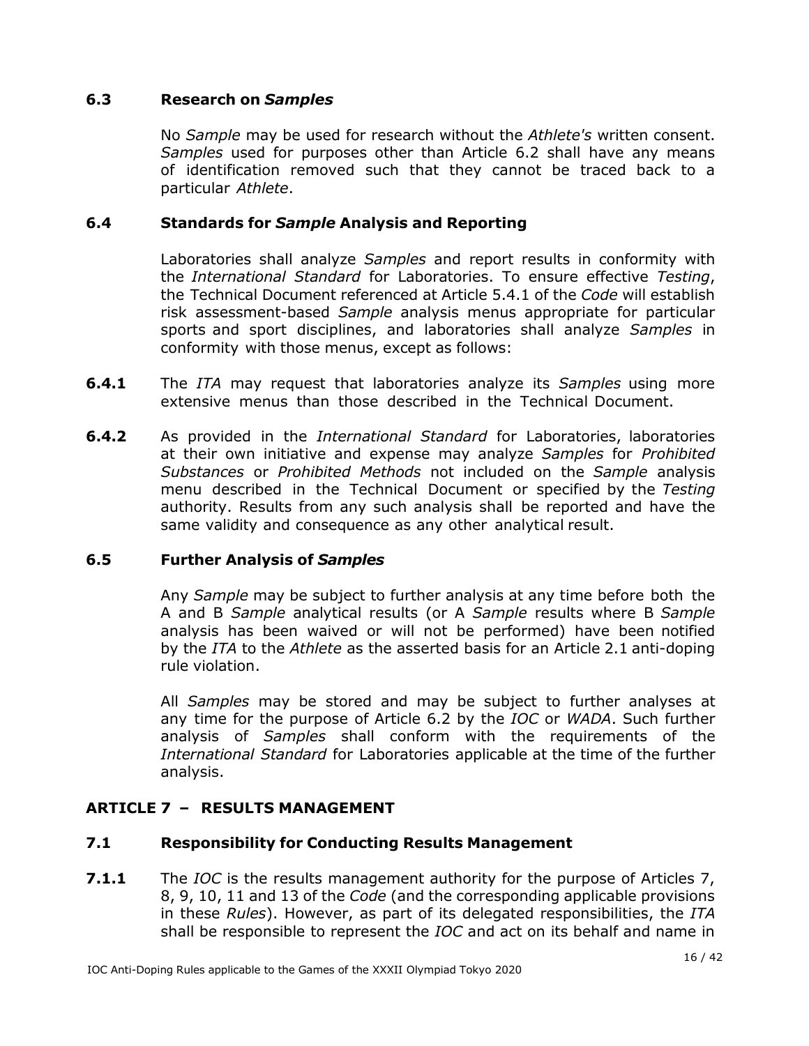### 6.3 Research on *Samples*

No *Sample* may be used for research without the *Athlete's* written consent. *Samples* used for purposes other than Article 6.2 shall have any means of identification removed such that they cannot be traced back to a particular *Athlete*.

### 6.4 Standards for *Sample* Analysis and Reporting

Laboratories shall analyze *Samples* and report results in conformity with the *International Standard* for Laboratories. To ensure effective *Testing*, the Technical Document referenced at Article 5.4.1 of the *Code* will establish risk assessment-based *Sample* analysis menus appropriate for particular sports and sport disciplines, and laboratories shall analyze *Samples* in conformity with those menus, except as follows:

**6.4.1** The *ITA* may request that laboratories analyze its *Samples* using more extensive menus than those described in the Technical Document.

**6.4.2** As provided in the *International Standard* for Laboratories, laboratories at their own initiative and expense may analyze *Samples* for *Prohibited Substances* or *Prohibited Methods* not included on the *Sample* analysis menu described in the Technical Document or specified by the *Testing* authority. Results from any such analysis shall be reported and have the same validity and consequence as any other analytical result.

### 6.5 Further Analysis of *Samples*

Any *Sample* may be subject to further analysis at any time before both the A and B *Sample* analytical results (or A *Sample* results where B *Sample* analysis has been waived or will not be performed) have been notified by the *ITA* to the *Athlete* as the asserted basis for an Article 2.1 anti-doping rule violation.

All *Samples* may be stored and may be subject to further analyses at any time for the purpose of Article 6.2 by the *IOC* or *WADA*. Such further analysis of *Samples* shall conform with the requirements of the *International Standard* for Laboratories applicable at the time of the further analysis.

## ARTICLE 7 – RESULTS MANAGEMENT

### 7.1 Responsibility for Conducting Results Management

**7.1.1** The *IOC* is the results management authority for the purpose of Articles 7, 8, 9, 10, 11 and 13 of the *Code* (and the corresponding applicable provisions in these *Rules*). However, as part of its delegated responsibilities, the *ITA* shall be responsible to represent the *IOC* and act on its behalf and name in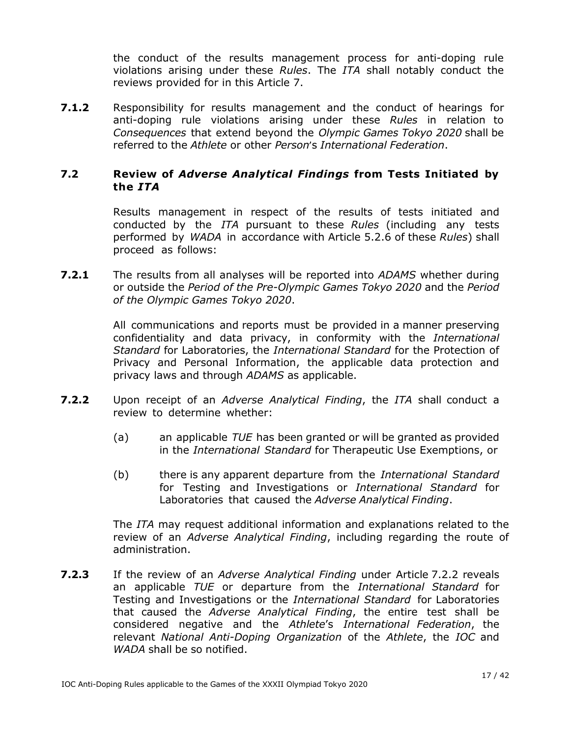the conduct of the results management process for anti-doping rule violations arising under these *Rules*. The *ITA* shall notably conduct the reviews provided for in this Article 7.

**7.1.2** Responsibility for results management and the conduct of hearings for anti-doping rule violations arising under these *Rules* in relation to *Consequences* that extend beyond the *Olympic Games Tokyo 2020* shall be referred to the *Athlete* or other *Person*'s *International Federation*.

### 7.2 Review of *Adverse Analytical Findings* from Tests Initiated by the *ITA*

Results management in respect of the results of tests initiated and conducted by the *ITA* pursuant to these *Rules* (including any tests performed by *WADA* in accordance with Article 5.2.6 of these *Rules*) shall proceed as follows:

**7.2.1** The results from all analyses will be reported into *ADAMS* whether during or outside the *Period of the Pre-Olympic Games Tokyo 2020* and the *Period of the Olympic Games Tokyo 2020*.

All communications and reports must be provided in a manner preserving confidentiality and data privacy, in conformity with the *International Standard* for Laboratories, the *International Standard* for the Protection of Privacy and Personal Information, the applicable data protection and privacy laws and through *ADAMS* as applicable.

**7.2.2** Upon receipt of an *Adverse Analytical Finding*, the *ITA* shall conduct a review to determine whether:

(a) an applicable *TUE* has been granted or will be granted as provided in the *International Standard* for Therapeutic Use Exemptions, or

(b) there is any apparent departure from the *International Standard* for Testing and Investigations or *International Standard* for Laboratories that caused the *Adverse Analytical Finding*.

The *ITA* may request additional information and explanations related to the review of an *Adverse Analytical Finding*, including regarding the route of administration.

**7.2.3** If the review of an *Adverse Analytical Finding* under Article 7.2.2 reveals an applicable *TUE* or departure from the *International Standard* for Testing and Investigations or the *International Standard* for Laboratories that caused the *Adverse Analytical Finding*, the entire test shall be considered negative and the *Athlete*'s *International Federation*, the relevant *National Anti-Doping Organization* of the *Athlete*, the *IOC* and *WADA* shall be so notified.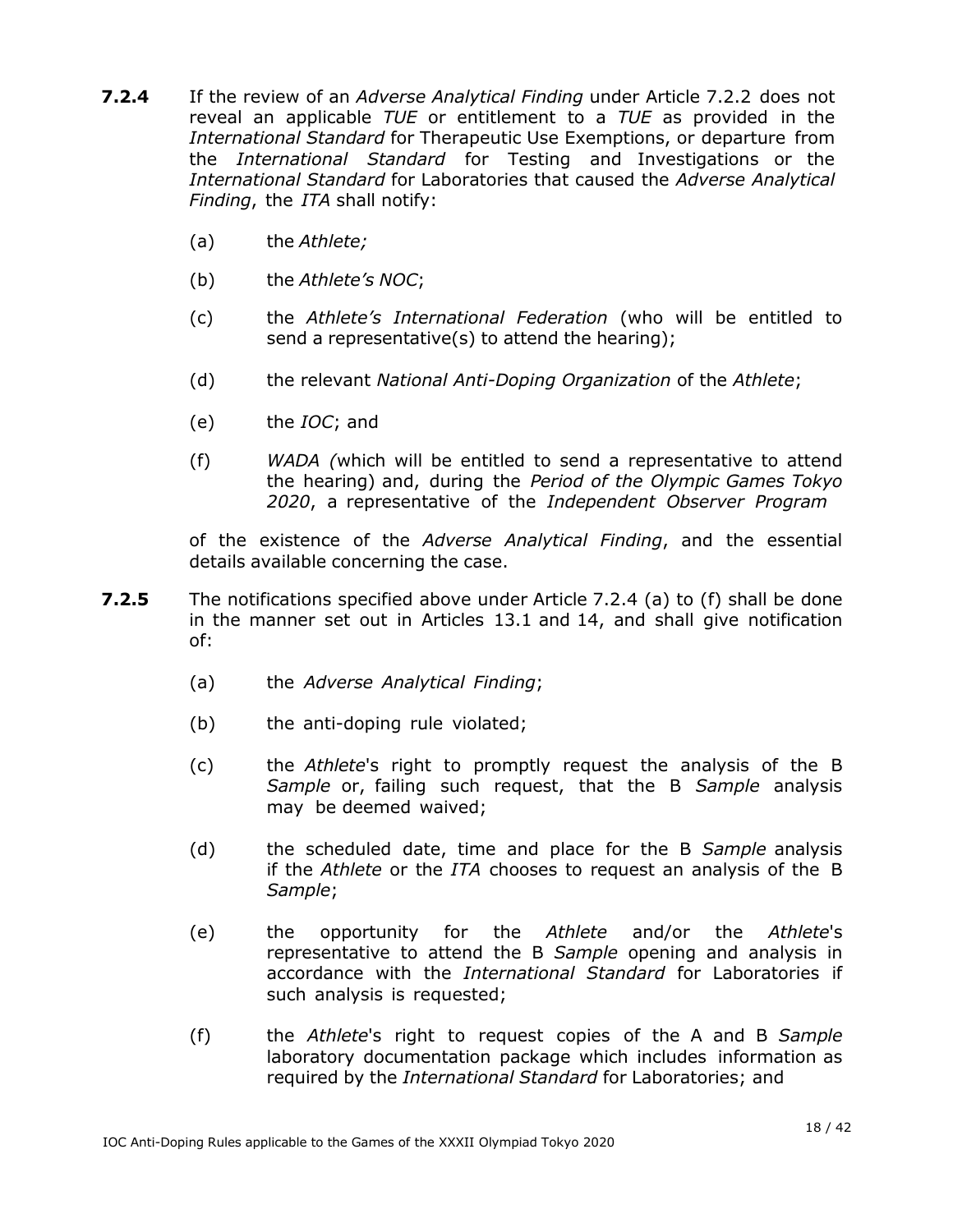**7.2.4** If the review of an *Adverse Analytical Finding* under Article 7.2.2 does not reveal an applicable *TUE* or entitlement to a *TUE* as provided in the *International Standard* for Therapeutic Use Exemptions, or departure from the *International Standard* for Testing and Investigations or the *International Standard* for Laboratories that caused the *Adverse Analytical Finding*, the *ITA* shall notify:

(a) the *Athlete;*

(b) the *Athlete's NOC*;

(c) the *Athlete's International Federation* (who will be entitled to send a representative(s) to attend the hearing);

(d) the relevant *National Anti-Doping Organization* of the *Athlete*;

(e) the *IOC*; and

(f) *WADA (*which will be entitled to send a representative to attend the hearing) and, during the *Period of the Olympic Games Tokyo 2020*, a representative of the *Independent Observer Program*

of the existence of the *Adverse Analytical Finding*, and the essential details available concerning the case.

**7.2.5** The notifications specified above under Article 7.2.4 (a) to (f) shall be done in the manner set out in Articles 13.1 and 14, and shall give notification of:

(a) the *Adverse Analytical Finding*;

(b) the anti-doping rule violated;

(c) the *Athlete*'s right to promptly request the analysis of the B *Sample* or, failing such request, that the B *Sample* analysis may be deemed waived;

(d) the scheduled date, time and place for the B *Sample* analysis if the *Athlete* or the *ITA* chooses to request an analysis of the B *Sample*;

(e) the opportunity for the *Athlete* and/or the *Athlete*'s representative to attend the B *Sample* opening and analysis in accordance with the *International Standard* for Laboratories if such analysis is requested;

(f) the *Athlete*'s right to request copies of the A and B *Sample* laboratory documentation package which includes information as required by the *International Standard* for Laboratories; and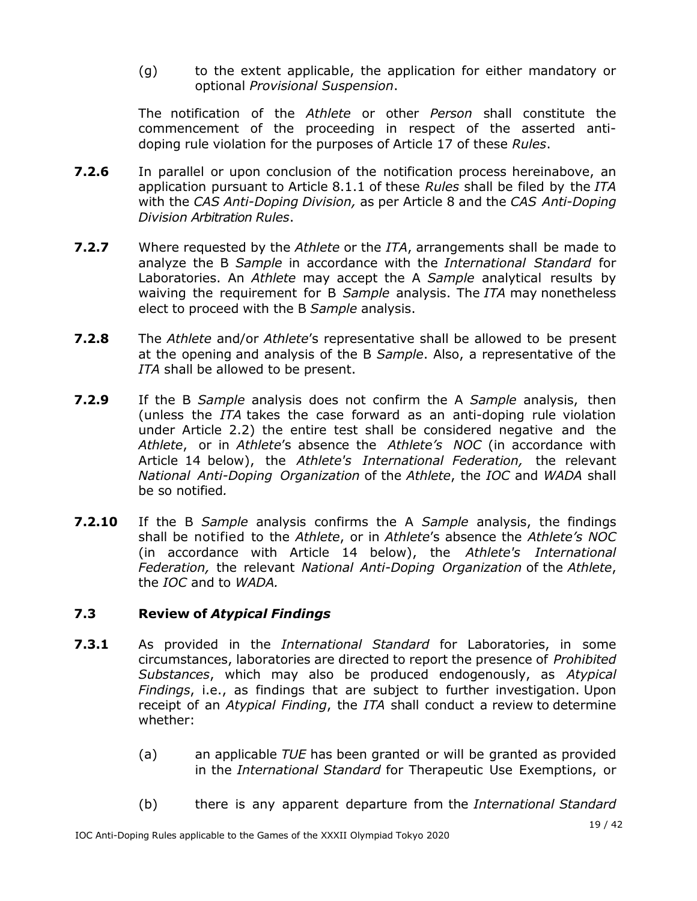(g) to the extent applicable, the application for either mandatory or optional *Provisional Suspension*.

The notification of the *Athlete* or other *Person* shall constitute the commencement of the proceeding in respect of the asserted anti-doping rule violation for the purposes of Article 17 of these *Rules*.

**7.2.6** In parallel or upon conclusion of the notification process hereinabove, an application pursuant to Article 8.1.1 of these *Rules* shall be filed by the *ITA* with the *CAS Anti-Doping Division,* as per Article 8 and the *CAS Anti-Doping Division Arbitration Rules*.

**7.2.7** Where requested by the *Athlete* or the *ITA*, arrangements shall be made to analyze the B *Sample* in accordance with the *International Standard* for Laboratories. An *Athlete* may accept the A *Sample* analytical results by waiving the requirement for B *Sample* analysis. The *ITA* may nonetheless elect to proceed with the B *Sample* analysis.

**7.2.8** The *Athlete* and/or *Athlete*'s representative shall be allowed to be present at the opening and analysis of the B *Sample*. Also, a representative of the *ITA* shall be allowed to be present.

**7.2.9** If the B *Sample* analysis does not confirm the A *Sample* analysis, then (unless the *ITA* takes the case forward as an anti-doping rule violation under Article 2.2) the entire test shall be considered negative and the *Athlete*, or in *Athlete*'s absence the *Athlete's NOC* (in accordance with Article 14 below), the *Athlete's International Federation,* the relevant *National Anti-Doping Organization* of the *Athlete*, the *IOC* and *WADA* shall be so notified.

**7.2.10** If the B *Sample* analysis confirms the A *Sample* analysis, the findings shall be notified to the *Athlete*, or in *Athlete*'s absence the *Athlete's NOC* (in accordance with Article 14 below), the *Athlete's International Federation,* the relevant *National Anti-Doping Organization* of the *Athlete*, the *IOC* and to *WADA.*

### 7.3 Review of *Atypical Findings*

**7.3.1** As provided in the *International Standard* for Laboratories, in some circumstances, laboratories are directed to report the presence of *Prohibited Substances*, which may also be produced endogenously, as *Atypical Findings*, i.e., as findings that are subject to further investigation. Upon receipt of an *Atypical Finding*, the *ITA* shall conduct a review to determine whether:

(a) an applicable *TUE* has been granted or will be granted as provided in the *International Standard* for Therapeutic Use Exemptions, or

(b) there is any apparent departure from the *International Standard*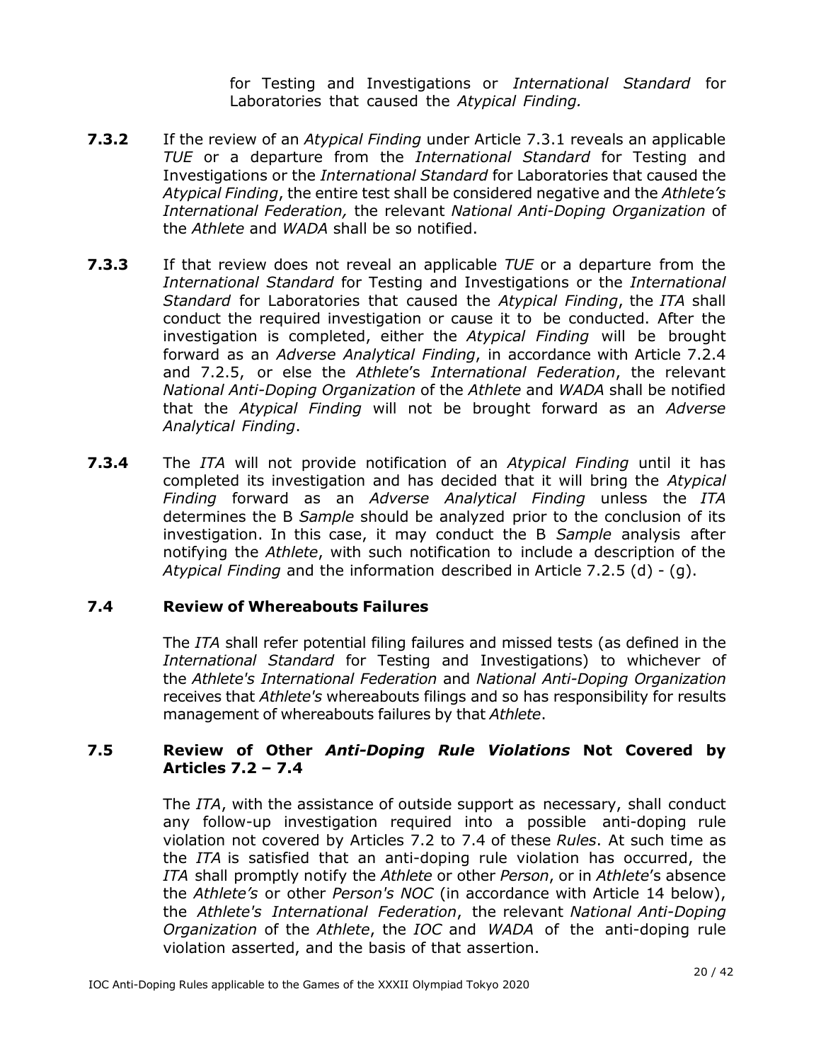for Testing and Investigations or *International Standard* for Laboratories that caused the *Atypical Finding.*

**7.3.2** If the review of an *Atypical Finding* under Article 7.3.1 reveals an applicable *TUE* or a departure from the *International Standard* for Testing and Investigations or the *International Standard* for Laboratories that caused the *Atypical Finding*, the entire test shall be considered negative and the *Athlete's International Federation,* the relevant *National Anti-Doping Organization* of the *Athlete* and *WADA* shall be so notified.

**7.3.3** If that review does not reveal an applicable *TUE* or a departure from the *International Standard* for Testing and Investigations or the *International Standard* for Laboratories that caused the *Atypical Finding*, the *ITA* shall conduct the required investigation or cause it to be conducted. After the investigation is completed, either the *Atypical Finding* will be brought forward as an *Adverse Analytical Finding*, in accordance with Article 7.2.4 and 7.2.5, or else the *Athlete*'s *International Federation*, the relevant *National Anti-Doping Organization* of the *Athlete* and *WADA* shall be notified that the *Atypical Finding* will not be brought forward as an *Adverse Analytical Finding*.

**7.3.4** The *ITA* will not provide notification of an *Atypical Finding* until it has completed its investigation and has decided that it will bring the *Atypical Finding* forward as an *Adverse Analytical Finding* unless the *ITA* determines the B *Sample* should be analyzed prior to the conclusion of its investigation. In this case, it may conduct the B *Sample* analysis after notifying the *Athlete*, with such notification to include a description of the *Atypical Finding* and the information described in Article 7.2.5 (d) - (g).

### 7.4 Review of Whereabouts Failures

The *ITA* shall refer potential filing failures and missed tests (as defined in the *International Standard* for Testing and Investigations) to whichever of the *Athlete's International Federation* and *National Anti-Doping Organization* receives that *Athlete's* whereabouts filings and so has responsibility for results management of whereabouts failures by that *Athlete*.

### 7.5 Review of Other *Anti-Doping Rule Violations* Not Covered by Articles 7.2 – 7.4

The *ITA*, with the assistance of outside support as necessary, shall conduct any follow-up investigation required into a possible anti-doping rule violation not covered by Articles 7.2 to 7.4 of these *Rules*. At such time as the *ITA* is satisfied that an anti-doping rule violation has occurred, the *ITA* shall promptly notify the *Athlete* or other *Person*, or in *Athlete*'s absence the *Athlete's* or other *Person's NOC* (in accordance with Article 14 below), the *Athlete's International Federation*, the relevant *National Anti-Doping Organization* of the *Athlete*, the *IOC* and *WADA* of the anti-doping rule violation asserted, and the basis of that assertion.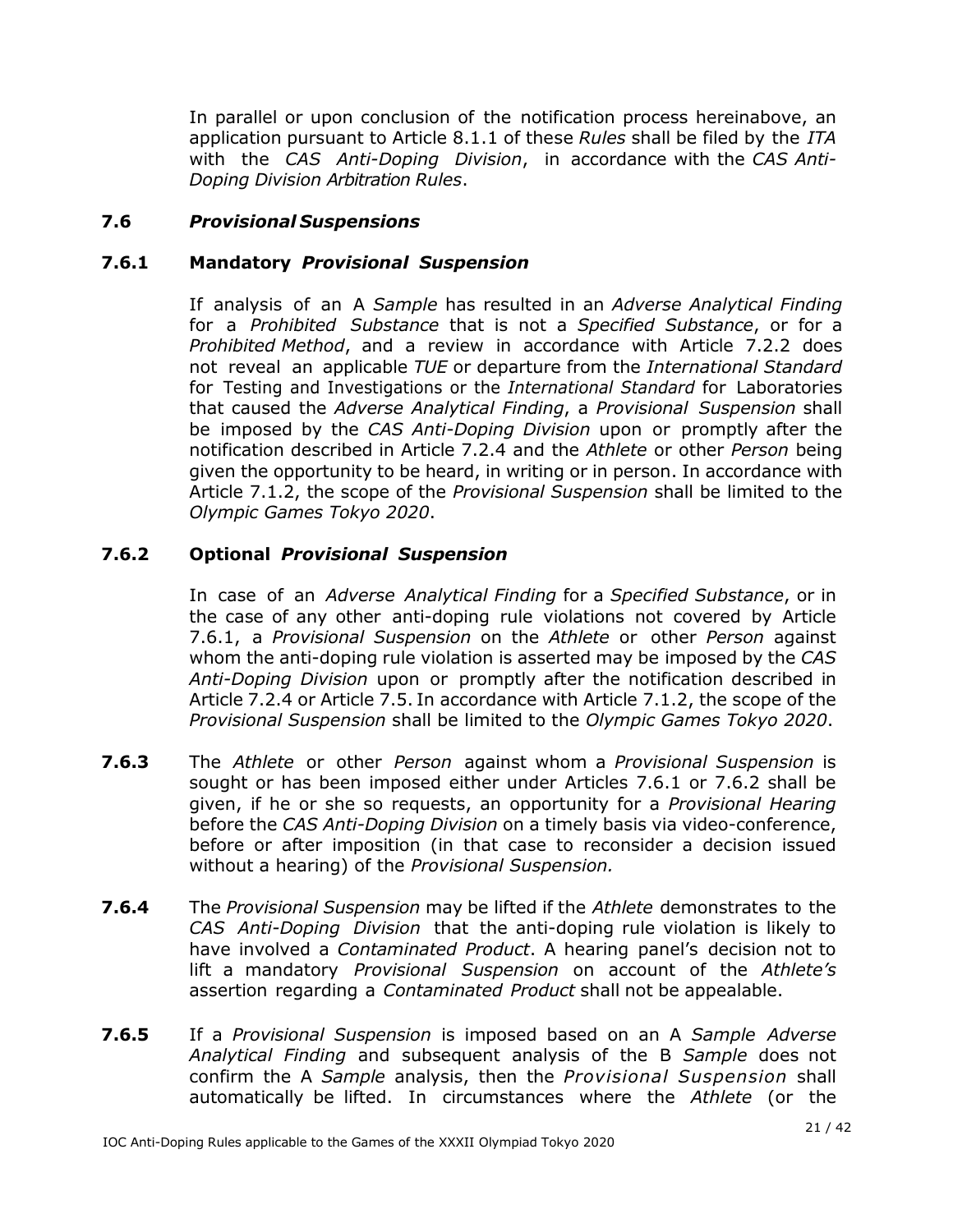In parallel or upon conclusion of the notification process hereinabove, an application pursuant to Article 8.1.1 of these *Rules* shall be filed by the *ITA* with the *CAS Anti-Doping Division*, in accordance with the *CAS Anti-Doping Division Arbitration Rules*.

### 7.6 *Provisional Suspensions*

#### 7.6.1 Mandatory *Provisional Suspension*

If analysis of an A *Sample* has resulted in an *Adverse Analytical Finding* for a *Prohibited Substance* that is not a *Specified Substance*, or for a *Prohibited Method*, and a review in accordance with Article 7.2.2 does not reveal an applicable *TUE* or departure from the *International Standard* for Testing and Investigations or the *International Standard* for Laboratories that caused the *Adverse Analytical Finding*, a *Provisional Suspension* shall be imposed by the *CAS Anti-Doping Division* upon or promptly after the notification described in Article 7.2.4 and the *Athlete* or other *Person* being given the opportunity to be heard, in writing or in person. In accordance with Article 7.1.2, the scope of the *Provisional Suspension* shall be limited to the *Olympic Games Tokyo 2020*.

#### 7.6.2 Optional *Provisional Suspension*

In case of an *Adverse Analytical Finding* for a *Specified Substance*, or in the case of any other anti-doping rule violations not covered by Article 7.6.1, a *Provisional Suspension* on the *Athlete* or other *Person* against whom the anti-doping rule violation is asserted may be imposed by the *CAS Anti-Doping Division* upon or promptly after the notification described in Article 7.2.4 or Article 7.5. In accordance with Article 7.1.2, the scope of the *Provisional Suspension* shall be limited to the *Olympic Games Tokyo 2020*.

**7.6.3** The *Athlete* or other *Person* against whom a *Provisional Suspension* is sought or has been imposed either under Articles 7.6.1 or 7.6.2 shall be given, if he or she so requests, an opportunity for a *Provisional Hearing* before the *CAS Anti-Doping Division* on a timely basis via video-conference, before or after imposition (in that case to reconsider a decision issued without a hearing) of the *Provisional Suspension.*

**7.6.4** The *Provisional Suspension* may be lifted if the *Athlete* demonstrates to the *CAS Anti-Doping Division* that the anti-doping rule violation is likely to have involved a *Contaminated Product*. A hearing panel's decision not to lift a mandatory *Provisional Suspension* on account of the *Athlete's* assertion regarding a *Contaminated Product* shall not be appealable.

**7.6.5** If a *Provisional Suspension* is imposed based on an A *Sample Adverse Analytical Finding* and subsequent analysis of the B *Sample* does not confirm the A *Sample* analysis, then the *Provisional Suspension* shall automatically be lifted. In circumstances where the *Athlete* (or the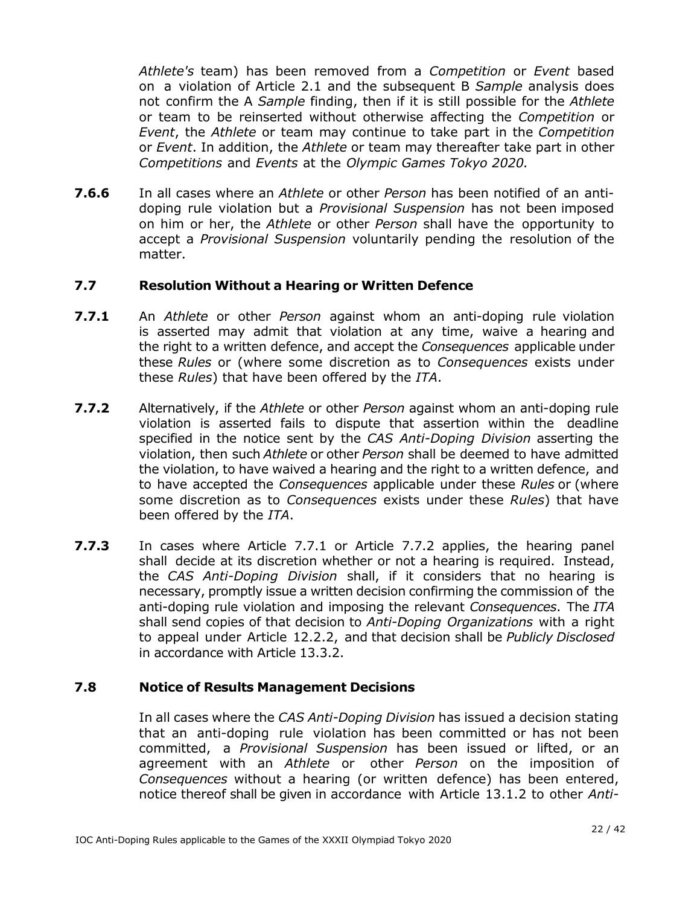*Athlete's* team) has been removed from a *Competition* or *Event* based on a violation of Article 2.1 and the subsequent B *Sample* analysis does not confirm the A *Sample* finding, then if it is still possible for the *Athlete* or team to be reinserted without otherwise affecting the *Competition* or *Event*, the *Athlete* or team may continue to take part in the *Competition* or *Event*. In addition, the *Athlete* or team may thereafter take part in other *Competitions* and *Events* at the *Olympic Games Tokyo 2020.*

**7.6.6** In all cases where an *Athlete* or other *Person* has been notified of an anti-doping rule violation but a *Provisional Suspension* has not been imposed on him or her, the *Athlete* or other *Person* shall have the opportunity to accept a *Provisional Suspension* voluntarily pending the resolution of the matter.

### 7.7 Resolution Without a Hearing or Written Defence

**7.7.1** An *Athlete* or other *Person* against whom an anti-doping rule violation is asserted may admit that violation at any time, waive a hearing and the right to a written defence, and accept the *Consequences* applicable under these *Rules* or (where some discretion as to *Consequences* exists under these *Rules*) that have been offered by the *ITA*.

**7.7.2** Alternatively, if the *Athlete* or other *Person* against whom an anti-doping rule violation is asserted fails to dispute that assertion within the deadline specified in the notice sent by the *CAS Anti-Doping Division* asserting the violation, then such *Athlete* or other *Person* shall be deemed to have admitted the violation, to have waived a hearing and the right to a written defence, and to have accepted the *Consequences* applicable under these *Rules* or (where some discretion as to *Consequences* exists under these *Rules*) that have been offered by the *ITA*.

**7.7.3** In cases where Article 7.7.1 or Article 7.7.2 applies, the hearing panel shall decide at its discretion whether or not a hearing is required. Instead, the *CAS Anti-Doping Division* shall, if it considers that no hearing is necessary, promptly issue a written decision confirming the commission of the anti-doping rule violation and imposing the relevant *Consequences*. The *ITA* shall send copies of that decision to *Anti-Doping Organizations* with a right to appeal under Article 12.2.2, and that decision shall be *Publicly Disclosed* in accordance with Article 13.3.2.

### 7.8 Notice of Results Management Decisions

In all cases where the *CAS Anti-Doping Division* has issued a decision stating that an anti-doping rule violation has been committed or has not been committed, a *Provisional Suspension* has been issued or lifted, or an agreement with an *Athlete* or other *Person* on the imposition of *Consequences* without a hearing (or written defence) has been entered, notice thereof shall be given in accordance with Article 13.1.2 to other *Anti-*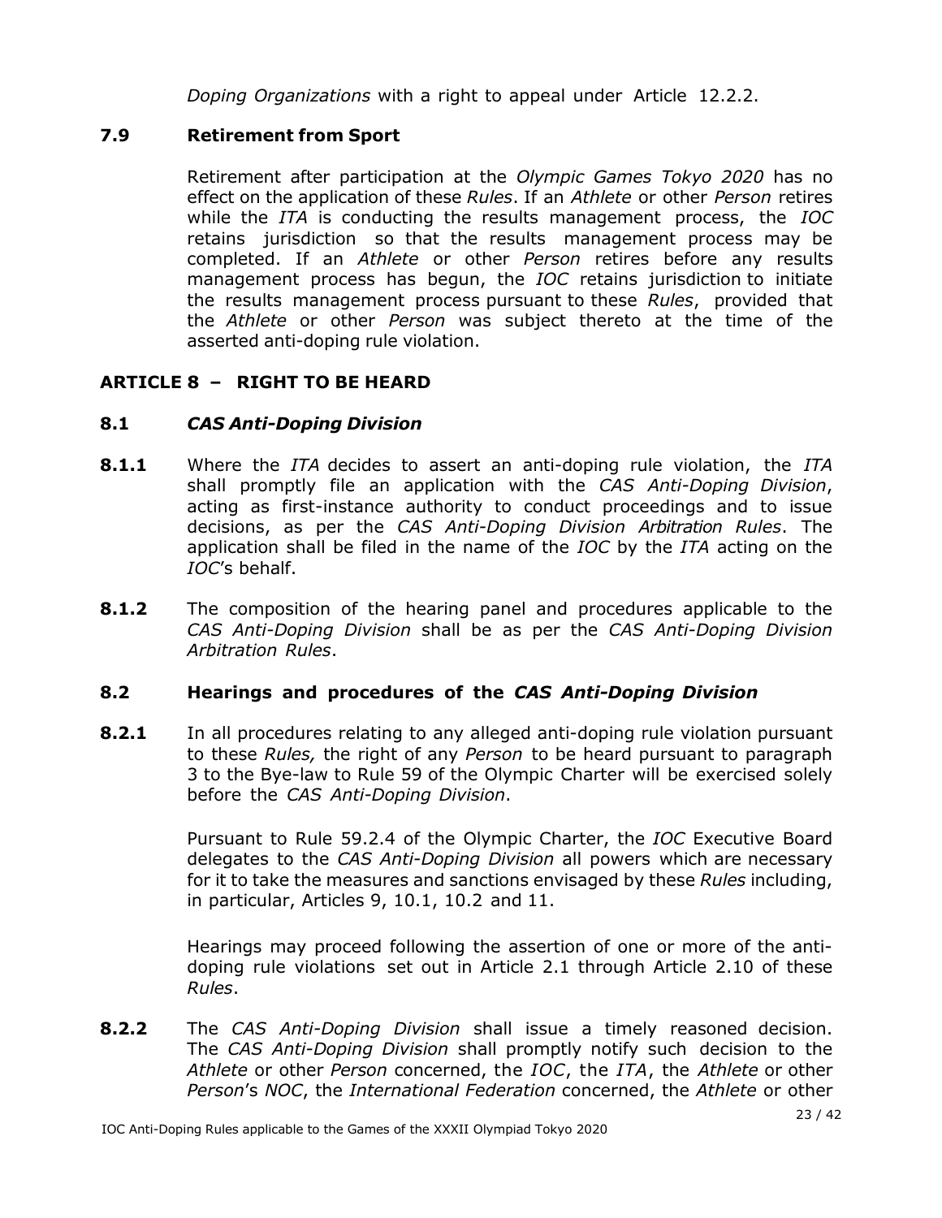*Doping Organizations* with a right to appeal under Article 12.2.2.

### 7.9 Retirement from Sport

Retirement after participation at the *Olympic Games Tokyo 2020* has no effect on the application of these *Rules*. If an *Athlete* or other *Person* retires while the *ITA* is conducting the results management process, the *IOC* retains jurisdiction so that the results management process may be completed. If an *Athlete* or other *Person* retires before any results management process has begun, the *IOC* retains jurisdiction to initiate the results management process pursuant to these *Rules*, provided that the *Athlete* or other *Person* was subject thereto at the time of the asserted anti-doping rule violation.

## ARTICLE 8 – RIGHT TO BE HEARD

### 8.1 *CAS Anti-Doping Division*

**8.1.1** Where the *ITA* decides to assert an anti-doping rule violation, the *ITA* shall promptly file an application with the *CAS Anti-Doping Division*, acting as first-instance authority to conduct proceedings and to issue decisions, as per the *CAS Anti-Doping Division Arbitration Rules*. The application shall be filed in the name of the *IOC* by the *ITA* acting on the *IOC*'s behalf.

**8.1.2** The composition of the hearing panel and procedures applicable to the *CAS Anti-Doping Division* shall be as per the *CAS Anti-Doping Division Arbitration Rules*.

### 8.2 Hearings and procedures of the *CAS Anti-Doping Division*

**8.2.1** In all procedures relating to any alleged anti-doping rule violation pursuant to these *Rules,* the right of any *Person* to be heard pursuant to paragraph 3 to the Bye-law to Rule 59 of the Olympic Charter will be exercised solely before the *CAS Anti-Doping Division*.

Pursuant to Rule 59.2.4 of the Olympic Charter, the *IOC* Executive Board delegates to the *CAS Anti-Doping Division* all powers which are necessary for it to take the measures and sanctions envisaged by these *Rules* including, in particular, Articles 9, 10.1, 10.2 and 11.

Hearings may proceed following the assertion of one or more of the anti-doping rule violations set out in Article 2.1 through Article 2.10 of these *Rules*.

**8.2.2** The *CAS Anti-Doping Division* shall issue a timely reasoned decision. The *CAS Anti-Doping Division* shall promptly notify such decision to the *Athlete* or other *Person* concerned, the *IOC*, the *ITA*, the *Athlete* or other *Person*'s *NOC*, the *International Federation* concerned, the *Athlete* or other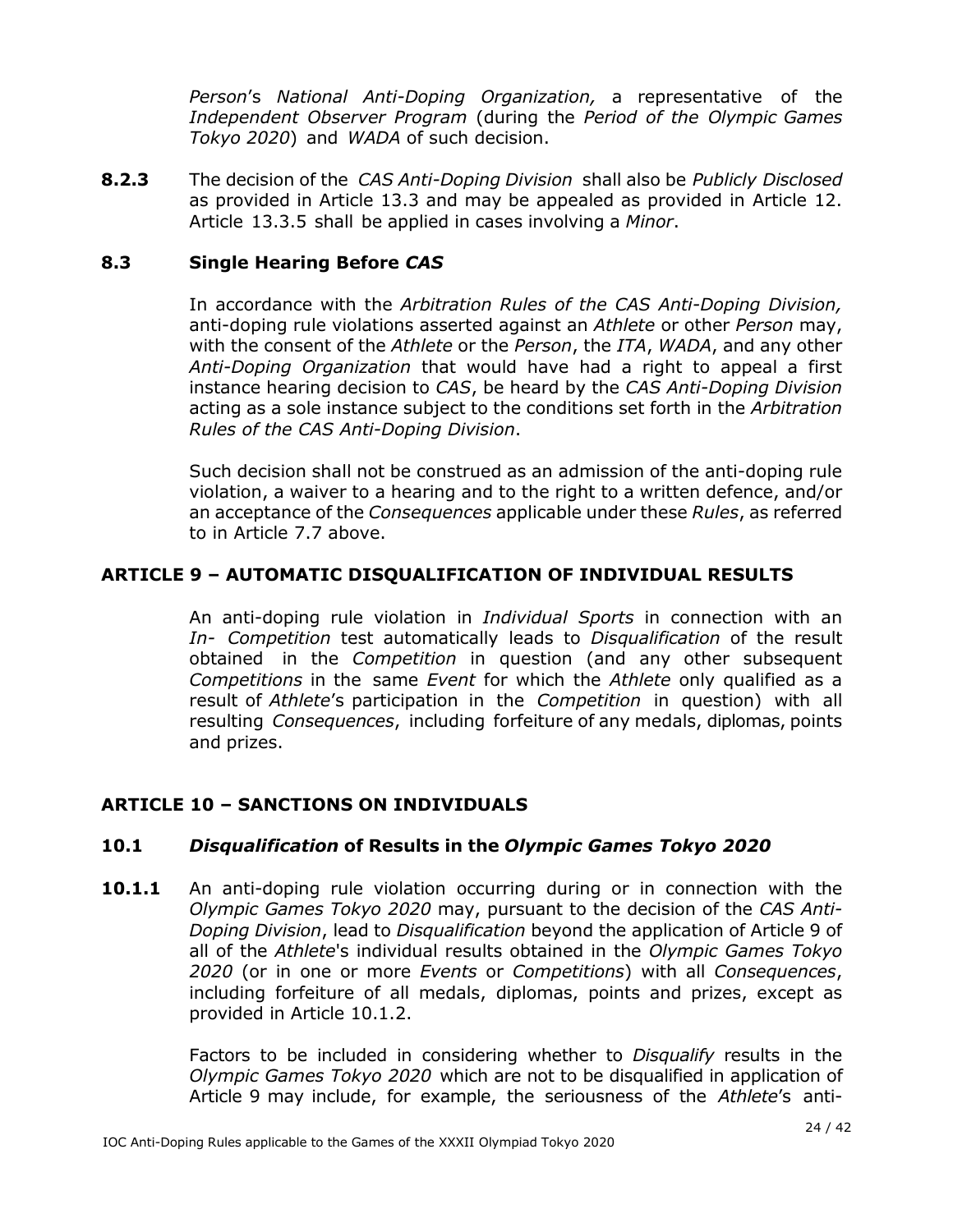*Person*'s *National Anti-Doping Organization,* a representative of the *Independent Observer Program* (during the *Period of the Olympic Games Tokyo 2020*) and *WADA* of such decision.

**8.2.3** The decision of the *CAS Anti-Doping Division* shall also be *Publicly Disclosed* as provided in Article 13.3 and may be appealed as provided in Article 12. Article 13.3.5 shall be applied in cases involving a *Minor*.

### 8.3 Single Hearing Before *CAS*

In accordance with the *Arbitration Rules of the CAS Anti-Doping Division,* anti-doping rule violations asserted against an *Athlete* or other *Person* may, with the consent of the *Athlete* or the *Person*, the *ITA*, *WADA*, and any other *Anti-Doping Organization* that would have had a right to appeal a first instance hearing decision to *CAS*, be heard by the *CAS Anti-Doping Division* acting as a sole instance subject to the conditions set forth in the *Arbitration Rules of the CAS Anti-Doping Division*.

Such decision shall not be construed as an admission of the anti-doping rule violation, a waiver to a hearing and to the right to a written defence, and/or an acceptance of the *Consequences* applicable under these *Rules*, as referred to in Article 7.7 above.

## ARTICLE 9 – AUTOMATIC DISQUALIFICATION OF INDIVIDUAL RESULTS

An anti-doping rule violation in *Individual Sports* in connection with an *In- Competition* test automatically leads to *Disqualification* of the result obtained in the *Competition* in question (and any other subsequent *Competitions* in the same *Event* for which the *Athlete* only qualified as a result of *Athlete*'s participation in the *Competition* in question) with all resulting *Consequences*, including forfeiture of any medals, diplomas, points and prizes.

## ARTICLE 10 – SANCTIONS ON INDIVIDUALS

### 10.1 *Disqualification* of Results in the *Olympic Games Tokyo 2020*

**10.1.1** An anti-doping rule violation occurring during or in connection with the *Olympic Games Tokyo 2020* may, pursuant to the decision of the *CAS Anti-Doping Division*, lead to *Disqualification* beyond the application of Article 9 of all of the *Athlete*'s individual results obtained in the *Olympic Games Tokyo 2020* (or in one or more *Events* or *Competitions*) with all *Consequences*, including forfeiture of all medals, diplomas, points and prizes, except as provided in Article 10.1.2.

Factors to be included in considering whether to *Disqualify* results in the *Olympic Games Tokyo 2020* which are not to be disqualified in application of Article 9 may include, for example, the seriousness of the *Athlete*'s anti-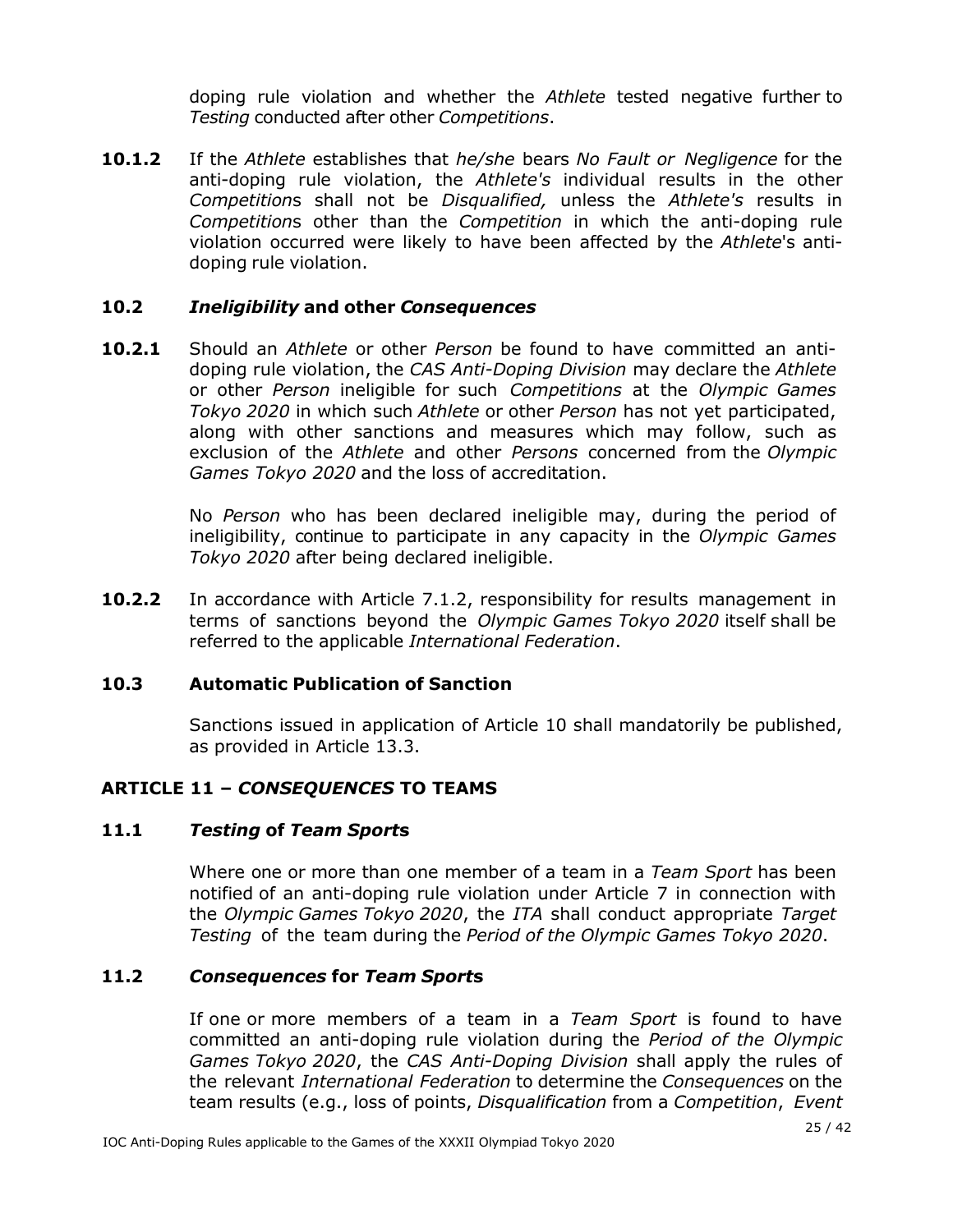doping rule violation and whether the *Athlete* tested negative further to *Testing* conducted after other *Competitions*.

**10.1.2** If the *Athlete* establishes that *he/she* bears *No Fault or Negligence* for the anti-doping rule violation, the *Athlete's* individual results in the other *Competition*s shall not be *Disqualified,* unless the *Athlete's* results in *Competition*s other than the *Competition* in which the anti-doping rule violation occurred were likely to have been affected by the *Athlete*'s anti-doping rule violation.

### 10.2 *Ineligibility* and other *Consequences*

**10.2.1** Should an *Athlete* or other *Person* be found to have committed an anti-doping rule violation, the *CAS Anti-Doping Division* may declare the *Athlete* or other *Person* ineligible for such *Competitions* at the *Olympic Games Tokyo 2020* in which such *Athlete* or other *Person* has not yet participated, along with other sanctions and measures which may follow, such as exclusion of the *Athlete* and other *Persons* concerned from the *Olympic Games Tokyo 2020* and the loss of accreditation.

No *Person* who has been declared ineligible may, during the period of ineligibility, continue to participate in any capacity in the *Olympic Games Tokyo 2020* after being declared ineligible.

**10.2.2** In accordance with Article 7.1.2, responsibility for results management in terms of sanctions beyond the *Olympic Games Tokyo 2020* itself shall be referred to the applicable *International Federation*.

### 10.3 Automatic Publication of Sanction

Sanctions issued in application of Article 10 shall mandatorily be published, as provided in Article 13.3.

## ARTICLE 11 – *CONSEQUENCES* TO TEAMS

### 11.1 *Testing* of *Team Sport*s

Where one or more than one member of a team in a *Team Sport* has been notified of an anti-doping rule violation under Article 7 in connection with the *Olympic Games Tokyo 2020*, the *ITA* shall conduct appropriate *Target Testing* of the team during the *Period of the Olympic Games Tokyo 2020*.

### 11.2 *Consequences* for *Team Sport*s

If one or more members of a team in a *Team Sport* is found to have committed an anti-doping rule violation during the *Period of the Olympic Games Tokyo 2020*, the *CAS Anti-Doping Division* shall apply the rules of the relevant *International Federation* to determine the *Consequences* on the team results (e.g., loss of points, *Disqualification* from a *Competition*, *Event*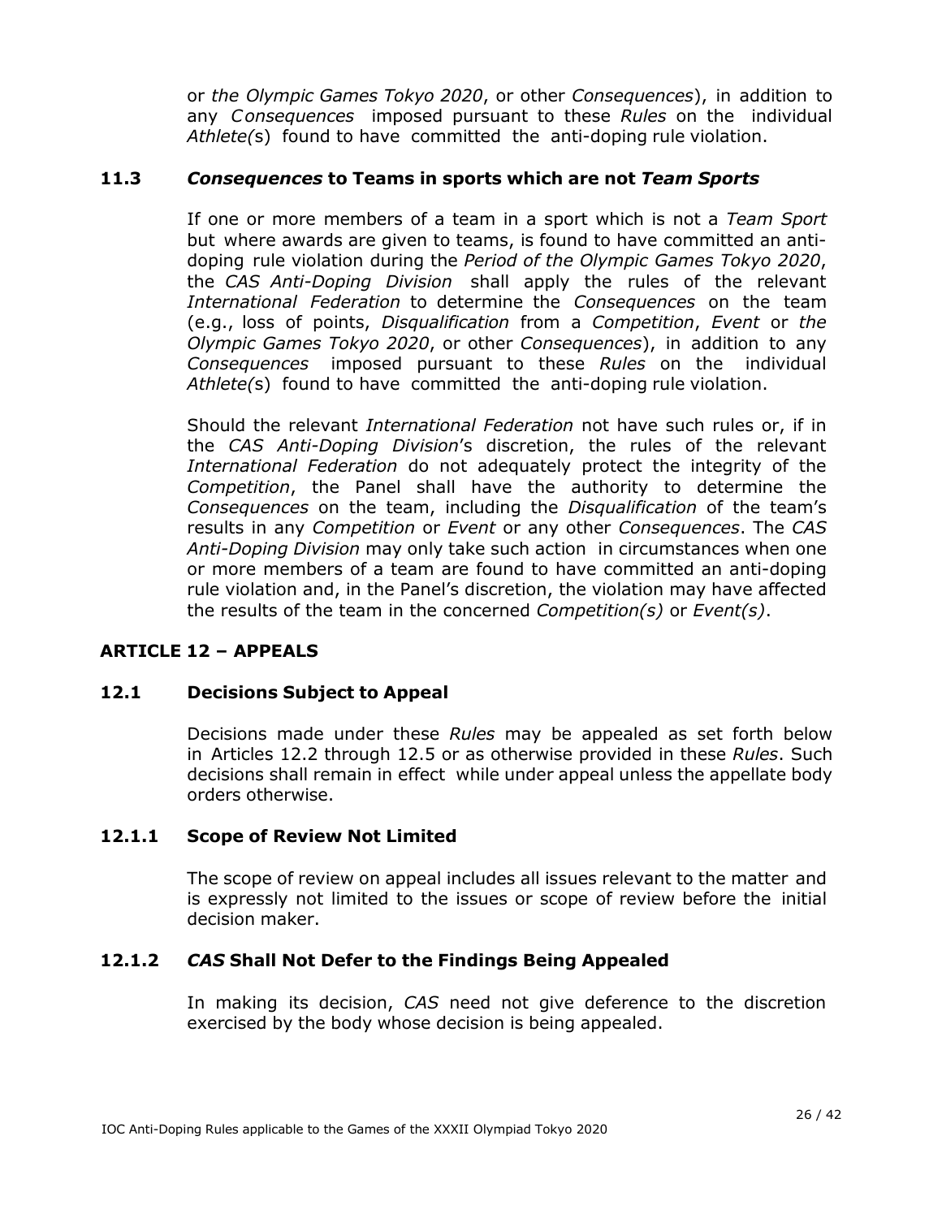or *the Olympic Games Tokyo 2020*, or other *Consequences*), in addition to any *Consequences* imposed pursuant to these *Rules* on the individual *Athlete(*s) found to have committed the anti-doping rule violation.

### 11.3 *Consequences* to Teams in sports which are not *Team Sports*

If one or more members of a team in a sport which is not a *Team Sport* but where awards are given to teams, is found to have committed an anti-doping rule violation during the *Period of the Olympic Games Tokyo 2020*, the *CAS Anti-Doping Division* shall apply the rules of the relevant *International Federation* to determine the *Consequences* on the team (e.g., loss of points, *Disqualification* from a *Competition*, *Event* or *the Olympic Games Tokyo 2020*, or other *Consequences*), in addition to any *Consequences* imposed pursuant to these *Rules* on the individual *Athlete(*s) found to have committed the anti-doping rule violation.

Should the relevant *International Federation* not have such rules or, if in the *CAS Anti-Doping Division*'s discretion, the rules of the relevant *International Federation* do not adequately protect the integrity of the *Competition*, the Panel shall have the authority to determine the *Consequences* on the team, including the *Disqualification* of the team's results in any *Competition* or *Event* or any other *Consequences*. The *CAS Anti-Doping Division* may only take such action in circumstances when one or more members of a team are found to have committed an anti-doping rule violation and, in the Panel's discretion, the violation may have affected the results of the team in the concerned *Competition(s)* or *Event(s)*.

## ARTICLE 12 – APPEALS

### 12.1 Decisions Subject to Appeal

Decisions made under these *Rules* may be appealed as set forth below in Articles 12.2 through 12.5 or as otherwise provided in these *Rules*. Such decisions shall remain in effect while under appeal unless the appellate body orders otherwise.

#### 12.1.1 Scope of Review Not Limited

The scope of review on appeal includes all issues relevant to the matter and is expressly not limited to the issues or scope of review before the initial decision maker.

#### 12.1.2 *CAS* Shall Not Defer to the Findings Being Appealed

In making its decision, *CAS* need not give deference to the discretion exercised by the body whose decision is being appealed.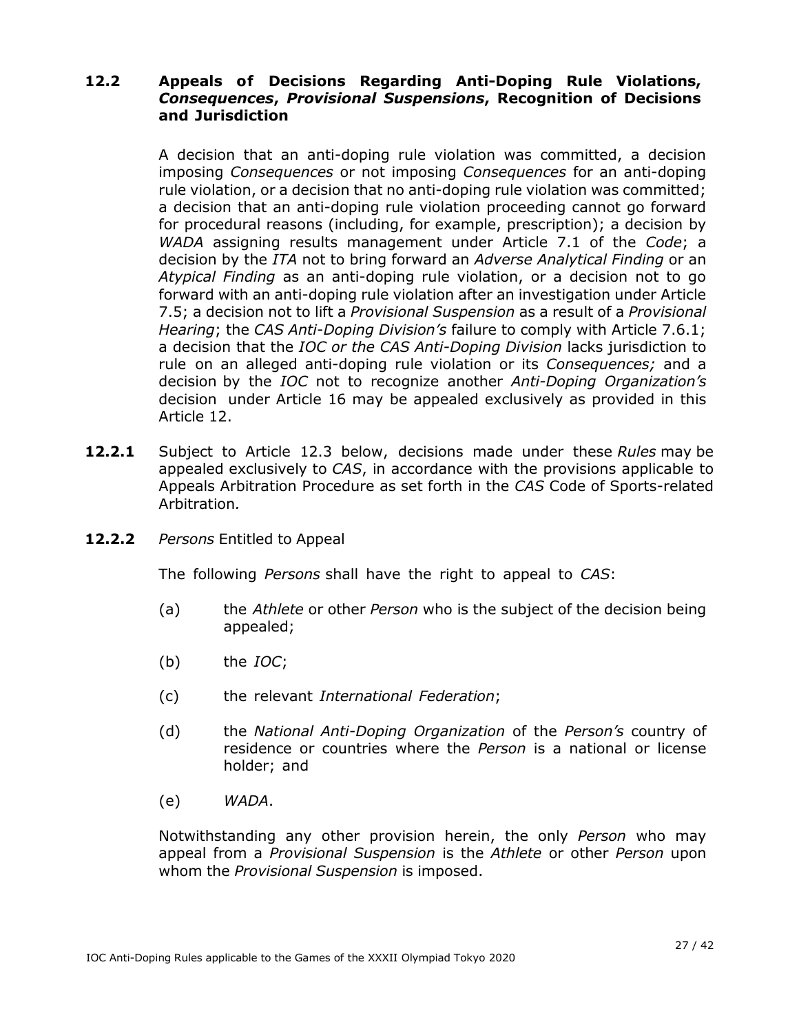### 12.2 Appeals of Decisions Regarding Anti-Doping Rule Violations, *Consequences*, *Provisional Suspensions*, Recognition of Decisions and Jurisdiction

A decision that an anti-doping rule violation was committed, a decision imposing *Consequences* or not imposing *Consequences* for an anti-doping rule violation, or a decision that no anti-doping rule violation was committed; a decision that an anti-doping rule violation proceeding cannot go forward for procedural reasons (including, for example, prescription); a decision by *WADA* assigning results management under Article 7.1 of the *Code*; a decision by the *ITA* not to bring forward an *Adverse Analytical Finding* or an *Atypical Finding* as an anti-doping rule violation, or a decision not to go forward with an anti-doping rule violation after an investigation under Article 7.5; a decision not to lift a *Provisional Suspension* as a result of a *Provisional Hearing*; the *CAS Anti-Doping Division's* failure to comply with Article 7.6.1; a decision that the *IOC or the CAS Anti-Doping Division* lacks jurisdiction to rule on an alleged anti-doping rule violation or its *Consequences;* and a decision by the *IOC* not to recognize another *Anti-Doping Organization's* decision under Article 16 may be appealed exclusively as provided in this Article 12.

**12.2.1** Subject to Article 12.3 below, decisions made under these *Rules* may be appealed exclusively to *CAS*, in accordance with the provisions applicable to Appeals Arbitration Procedure as set forth in the *CAS* Code of Sports-related Arbitration.

**12.2.2** *Persons* Entitled to Appeal

The following *Persons* shall have the right to appeal to *CAS*:

(a) the *Athlete* or other *Person* who is the subject of the decision being appealed;

(b) the *IOC*;

(c) the relevant *International Federation*;

(d) the *National Anti-Doping Organization* of the *Person's* country of residence or countries where the *Person* is a national or license holder; and

(e) *WADA*.

Notwithstanding any other provision herein, the only *Person* who may appeal from a *Provisional Suspension* is the *Athlete* or other *Person* upon whom the *Provisional Suspension* is imposed.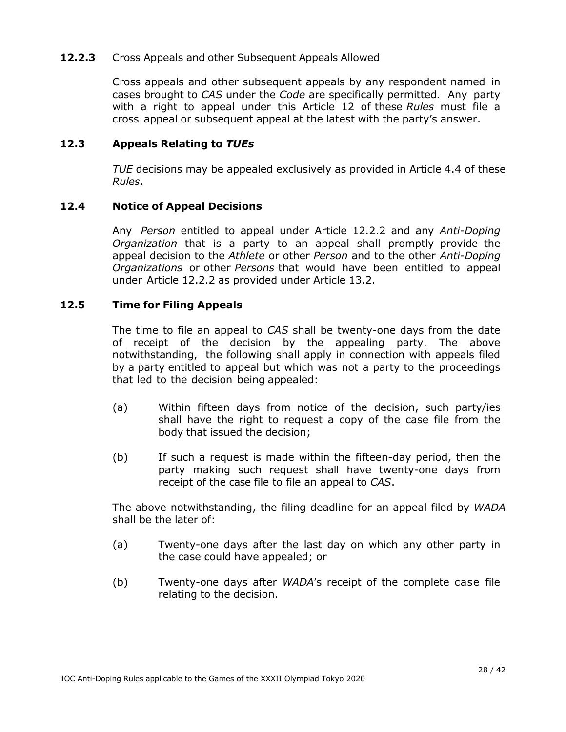**12.2.3** Cross Appeals and other Subsequent Appeals Allowed

Cross appeals and other subsequent appeals by any respondent named in cases brought to *CAS* under the *Code* are specifically permitted*.* Any party with a right to appeal under this Article 12 of these *Rules* must file a cross appeal or subsequent appeal at the latest with the party's answer.

### **12.3 Appeals Relating to *TUEs***

*TUE* decisions may be appealed exclusively as provided in Article 4.4 of these *Rules*.

### **12.4 Notice of Appeal Decisions**

Any *Person* entitled to appeal under Article 12.2.2 and any *Anti-Doping Organization* that is a party to an appeal shall promptly provide the appeal decision to the *Athlete* or other *Person* and to the other *Anti-Doping Organizations* or other *Persons* that would have been entitled to appeal under Article 12.2.2 as provided under Article 13.2.

### **12.5 Time for Filing Appeals**

The time to file an appeal to *CAS* shall be twenty-one days from the date of receipt of the decision by the appealing party. The above notwithstanding, the following shall apply in connection with appeals filed by a party entitled to appeal but which was not a party to the proceedings that led to the decision being appealed:

(a) Within fifteen days from notice of the decision, such party/ies shall have the right to request a copy of the case file from the body that issued the decision;

(b) If such a request is made within the fifteen-day period, then the party making such request shall have twenty-one days from receipt of the case file to file an appeal to *CAS*.

The above notwithstanding, the filing deadline for an appeal filed by *WADA* shall be the later of:

(a) Twenty-one days after the last day on which any other party in the case could have appealed; or

(b) Twenty-one days after *WADA*'s receipt of the complete case file relating to the decision.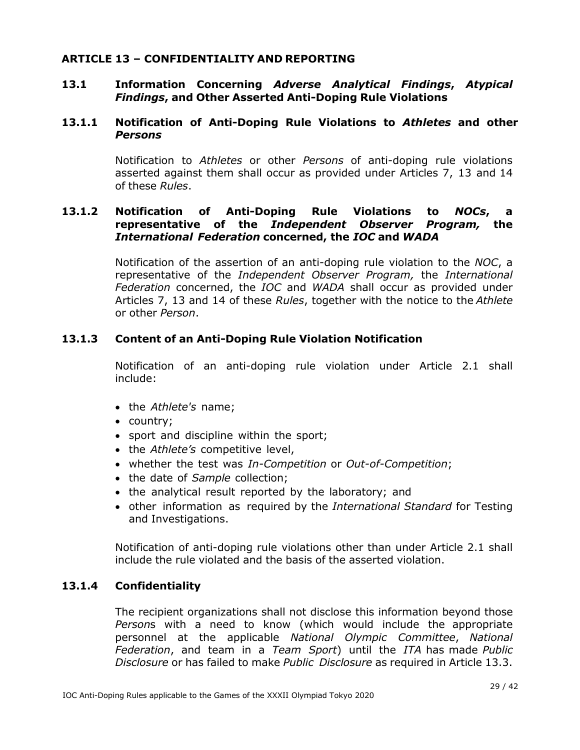## ARTICLE 13 – CONFIDENTIALITY AND REPORTING

### 13.1 Information Concerning *Adverse Analytical Findings*, *Atypical Findings*, and Other Asserted Anti-Doping Rule Violations

#### 13.1.1 Notification of Anti-Doping Rule Violations to *Athletes* and other *Persons*

Notification to *Athletes* or other *Persons* of anti-doping rule violations asserted against them shall occur as provided under Articles 7, 13 and 14 of these *Rules*.

#### 13.1.2 Notification of Anti-Doping Rule Violations to *NOCs*, a representative of the *Independent Observer Program,* the *International Federation* concerned, the *IOC* and *WADA*

Notification of the assertion of an anti-doping rule violation to the *NOC*, a representative of the *Independent Observer Program,* the *International Federation* concerned, the *IOC* and *WADA* shall occur as provided under Articles 7, 13 and 14 of these *Rules*, together with the notice to the *Athlete* or other *Person*.

#### 13.1.3 Content of an Anti-Doping Rule Violation Notification

Notification of an anti-doping rule violation under Article 2.1 shall include:

- the *Athlete's* name;
- country;
- sport and discipline within the sport;
- the *Athlete's* competitive level,
- whether the test was *In-Competition* or *Out-of-Competition*;
- the date of *Sample* collection;
- the analytical result reported by the laboratory; and
- other information as required by the *International Standard* for Testing and Investigations.

Notification of anti-doping rule violations other than under Article 2.1 shall include the rule violated and the basis of the asserted violation.

#### 13.1.4 Confidentiality

The recipient organizations shall not disclose this information beyond those *Person*s with a need to know (which would include the appropriate personnel at the applicable *National Olympic Committee*, *National Federation*, and team in a *Team Sport*) until the *ITA* has made *Public Disclosure* or has failed to make *Public Disclosure* as required in Article 13.3.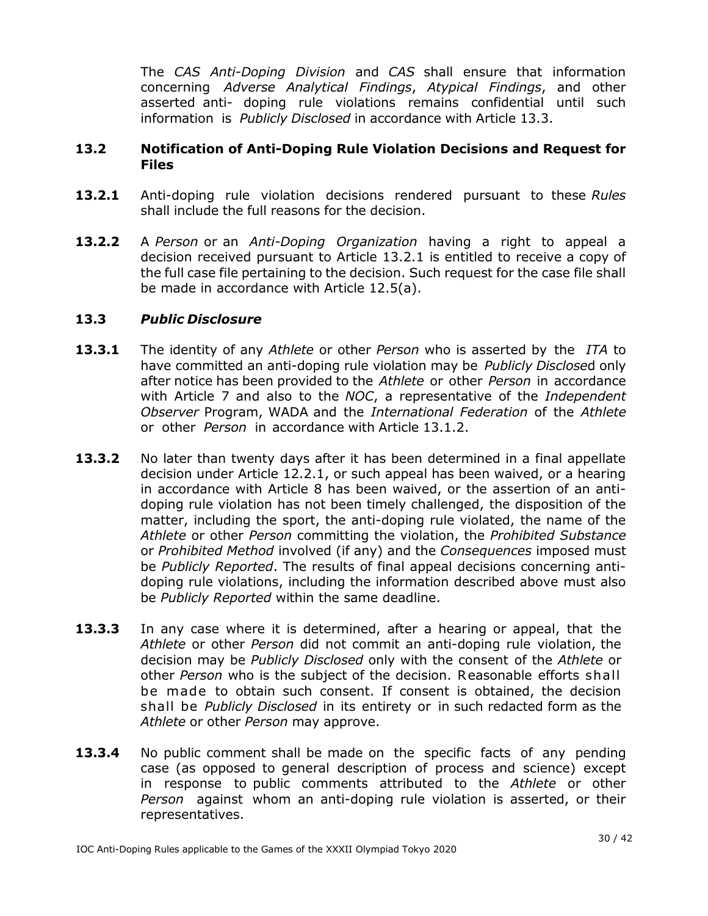The *CAS Anti-Doping Division* and *CAS* shall ensure that information concerning *Adverse Analytical Findings*, *Atypical Findings*, and other asserted anti- doping rule violations remains confidential until such information is *Publicly Disclosed* in accordance with Article 13.3.

### 13.2 Notification of Anti-Doping Rule Violation Decisions and Request for Files

**13.2.1** Anti-doping rule violation decisions rendered pursuant to these *Rules* shall include the full reasons for the decision.

**13.2.2** A *Person* or an *Anti-Doping Organization* having a right to appeal a decision received pursuant to Article 13.2.1 is entitled to receive a copy of the full case file pertaining to the decision. Such request for the case file shall be made in accordance with Article 12.5(a).

### 13.3 *Public Disclosure*

**13.3.1** The identity of any *Athlete* or other *Person* who is asserted by the *ITA* to have committed an anti-doping rule violation may be *Publicly Disclose*d only after notice has been provided to the *Athlete* or other *Person* in accordance with Article 7 and also to the *NOC*, a representative of the *Independent Observer* Program, WADA and the *International Federation* of the *Athlete* or other *Person* in accordance with Article 13.1.2.

**13.3.2** No later than twenty days after it has been determined in a final appellate decision under Article 12.2.1, or such appeal has been waived, or a hearing in accordance with Article 8 has been waived, or the assertion of an anti-doping rule violation has not been timely challenged, the disposition of the matter, including the sport, the anti-doping rule violated, the name of the *Athlete* or other *Person* committing the violation, the *Prohibited Substance* or *Prohibited Method* involved (if any) and the *Consequences* imposed must be *Publicly Reported*. The results of final appeal decisions concerning anti-doping rule violations, including the information described above must also be *Publicly Reported* within the same deadline.

**13.3.3** In any case where it is determined, after a hearing or appeal, that the *Athlete* or other *Person* did not commit an anti-doping rule violation, the decision may be *Publicly Disclosed* only with the consent of the *Athlete* or other *Person* who is the subject of the decision. Reasonable efforts shall be made to obtain such consent. If consent is obtained, the decision shall be *Publicly Disclosed* in its entirety or in such redacted form as the *Athlete* or other *Person* may approve.

**13.3.4** No public comment shall be made on the specific facts of any pending case (as opposed to general description of process and science) except in response to public comments attributed to the *Athlete* or other *Person* against whom an anti-doping rule violation is asserted, or their representatives.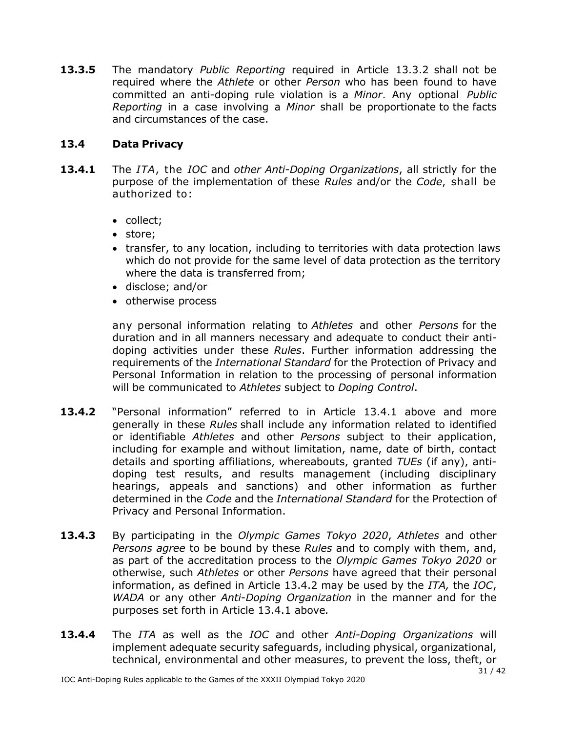**13.3.5** The mandatory *Public Reporting* required in Article 13.3.2 shall not be required where the *Athlete* or other *Person* who has been found to have committed an anti-doping rule violation is a *Minor*. Any optional *Public Reporting* in a case involving a *Minor* shall be proportionate to the facts and circumstances of the case.

### 13.4 Data Privacy

**13.4.1** The *ITA*, the *IOC* and *other Anti-Doping Organizations*, all strictly for the purpose of the implementation of these *Rules* and/or the *Code*, shall be authorized to:

- collect;
- store;
- transfer, to any location, including to territories with data protection laws which do not provide for the same level of data protection as the territory where the data is transferred from;
- disclose; and/or
- otherwise process

any personal information relating to *Athletes* and other *Persons* for the duration and in all manners necessary and adequate to conduct their anti-doping activities under these *Rules*. Further information addressing the requirements of the *International Standard* for the Protection of Privacy and Personal Information in relation to the processing of personal information will be communicated to *Athletes* subject to *Doping Control*.

**13.4.2** "Personal information" referred to in Article 13.4.1 above and more generally in these *Rules* shall include any information related to identified or identifiable *Athletes* and other *Persons* subject to their application, including for example and without limitation, name, date of birth, contact details and sporting affiliations, whereabouts, granted *TUEs* (if any), anti-doping test results, and results management (including disciplinary hearings, appeals and sanctions) and other information as further determined in the *Code* and the *International Standard* for the Protection of Privacy and Personal Information.

**13.4.3** By participating in the *Olympic Games Tokyo 2020*, *Athletes* and other *Persons agree* to be bound by these *Rules* and to comply with them, and, as part of the accreditation process to the *Olympic Games Tokyo 2020* or otherwise, such *Athletes* or other *Persons* have agreed that their personal information, as defined in Article 13.4.2 may be used by the *ITA,* the *IOC*, *WADA* or any other *Anti-Doping Organization* in the manner and for the purposes set forth in Article 13.4.1 above*.*

**13.4.4** The *ITA* as well as the *IOC* and other *Anti-Doping Organizations* will implement adequate security safeguards, including physical, organizational, technical, environmental and other measures, to prevent the loss, theft, or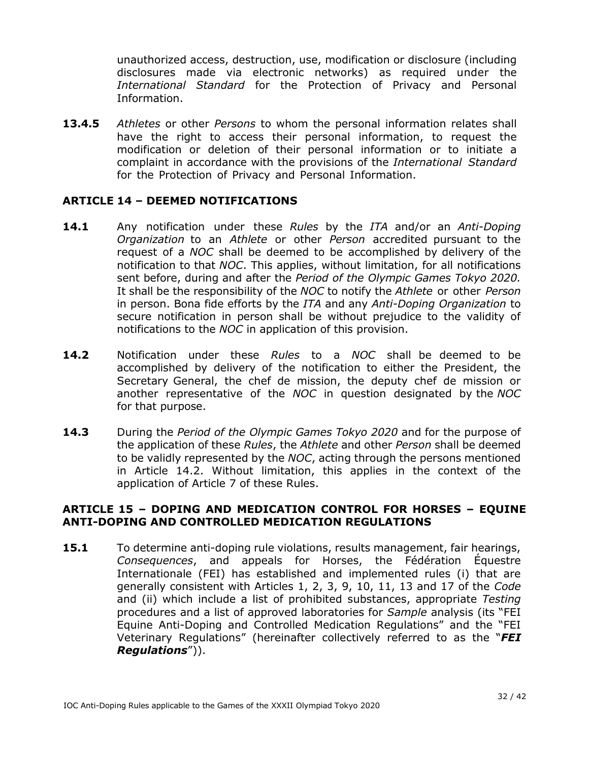unauthorized access, destruction, use, modification or disclosure (including disclosures made via electronic networks) as required under the *International Standard* for the Protection of Privacy and Personal Information.

**13.4.5** *Athletes* or other *Persons* to whom the personal information relates shall have the right to access their personal information, to request the modification or deletion of their personal information or to initiate a complaint in accordance with the provisions of the *International Standard* for the Protection of Privacy and Personal Information.

## ARTICLE 14 – DEEMED NOTIFICATIONS

**14.1** Any notification under these *Rules* by the *ITA* and/or an *Anti-Doping Organization* to an *Athlete* or other *Person* accredited pursuant to the request of a *NOC* shall be deemed to be accomplished by delivery of the notification to that *NOC*. This applies, without limitation, for all notifications sent before, during and after the *Period of the Olympic Games Tokyo 2020.* It shall be the responsibility of the *NOC* to notify the *Athlete* or other *Person* in person. Bona fide efforts by the *ITA* and any *Anti-Doping Organization* to secure notification in person shall be without prejudice to the validity of notifications to the *NOC* in application of this provision.

**14.2** Notification under these *Rules* to a *NOC* shall be deemed to be accomplished by delivery of the notification to either the President, the Secretary General, the chef de mission, the deputy chef de mission or another representative of the *NOC* in question designated by the *NOC* for that purpose.

**14.3** During the *Period of the Olympic Games Tokyo 2020* and for the purpose of the application of these *Rules*, the *Athlete* and other *Person* shall be deemed to be validly represented by the *NOC*, acting through the persons mentioned in Article 14.2. Without limitation, this applies in the context of the application of Article 7 of these Rules.

## ARTICLE 15 – DOPING AND MEDICATION CONTROL FOR HORSES – EQUINE ANTI-DOPING AND CONTROLLED MEDICATION REGULATIONS

**15.1** To determine anti-doping rule violations, results management, fair hearings, *Consequences*, and appeals for Horses, the Fédération Équestre Internationale (FEI) has established and implemented rules (i) that are generally consistent with Articles 1, 2, 3, 9, 10, 11, 13 and 17 of the *Code* and (ii) which include a list of prohibited substances, appropriate *Testing* procedures and a list of approved laboratories for *Sample* analysis (its "FEI Equine Anti-Doping and Controlled Medication Regulations" and the "FEI Veterinary Regulations" (hereinafter collectively referred to as the "***FEI Regulations***")).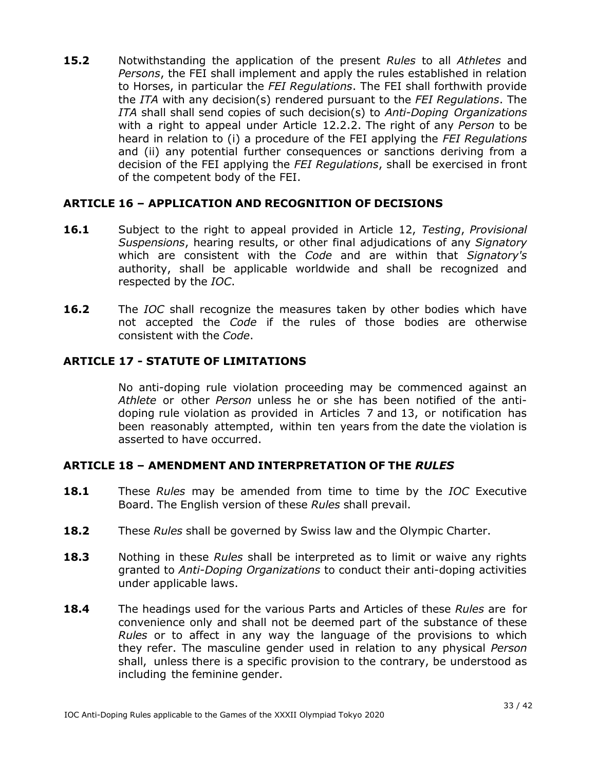**15.2** Notwithstanding the application of the present *Rules* to all *Athletes* and *Persons*, the FEI shall implement and apply the rules established in relation to Horses, in particular the *FEI Regulations*. The FEI shall forthwith provide the *ITA* with any decision(s) rendered pursuant to the *FEI Regulations*. The *ITA* shall shall send copies of such decision(s) to *Anti-Doping Organizations* with a right to appeal under Article 12.2.2. The right of any *Person* to be heard in relation to (i) a procedure of the FEI applying the *FEI Regulations* and (ii) any potential further consequences or sanctions deriving from a decision of the FEI applying the *FEI Regulations*, shall be exercised in front of the competent body of the FEI.

## ARTICLE 16 – APPLICATION AND RECOGNITION OF DECISIONS

**16.1** Subject to the right to appeal provided in Article 12, *Testing*, *Provisional Suspensions*, hearing results, or other final adjudications of any *Signatory* which are consistent with the *Code* and are within that *Signatory's* authority, shall be applicable worldwide and shall be recognized and respected by the *IOC*.

**16.2** The *IOC* shall recognize the measures taken by other bodies which have not accepted the *Code* if the rules of those bodies are otherwise consistent with the *Code*.

## ARTICLE 17 - STATUTE OF LIMITATIONS

No anti-doping rule violation proceeding may be commenced against an *Athlete* or other *Person* unless he or she has been notified of the anti-doping rule violation as provided in Articles 7 and 13, or notification has been reasonably attempted, within ten years from the date the violation is asserted to have occurred.

## ARTICLE 18 – AMENDMENT AND INTERPRETATION OF THE *RULES*

**18.1** These *Rules* may be amended from time to time by the *IOC* Executive Board. The English version of these *Rules* shall prevail.

**18.2** These *Rules* shall be governed by Swiss law and the Olympic Charter.

**18.3** Nothing in these *Rules* shall be interpreted as to limit or waive any rights granted to *Anti-Doping Organizations* to conduct their anti-doping activities under applicable laws.

**18.4** The headings used for the various Parts and Articles of these *Rules* are for convenience only and shall not be deemed part of the substance of these *Rules* or to affect in any way the language of the provisions to which they refer. The masculine gender used in relation to any physical *Person* shall, unless there is a specific provision to the contrary, be understood as including the feminine gender.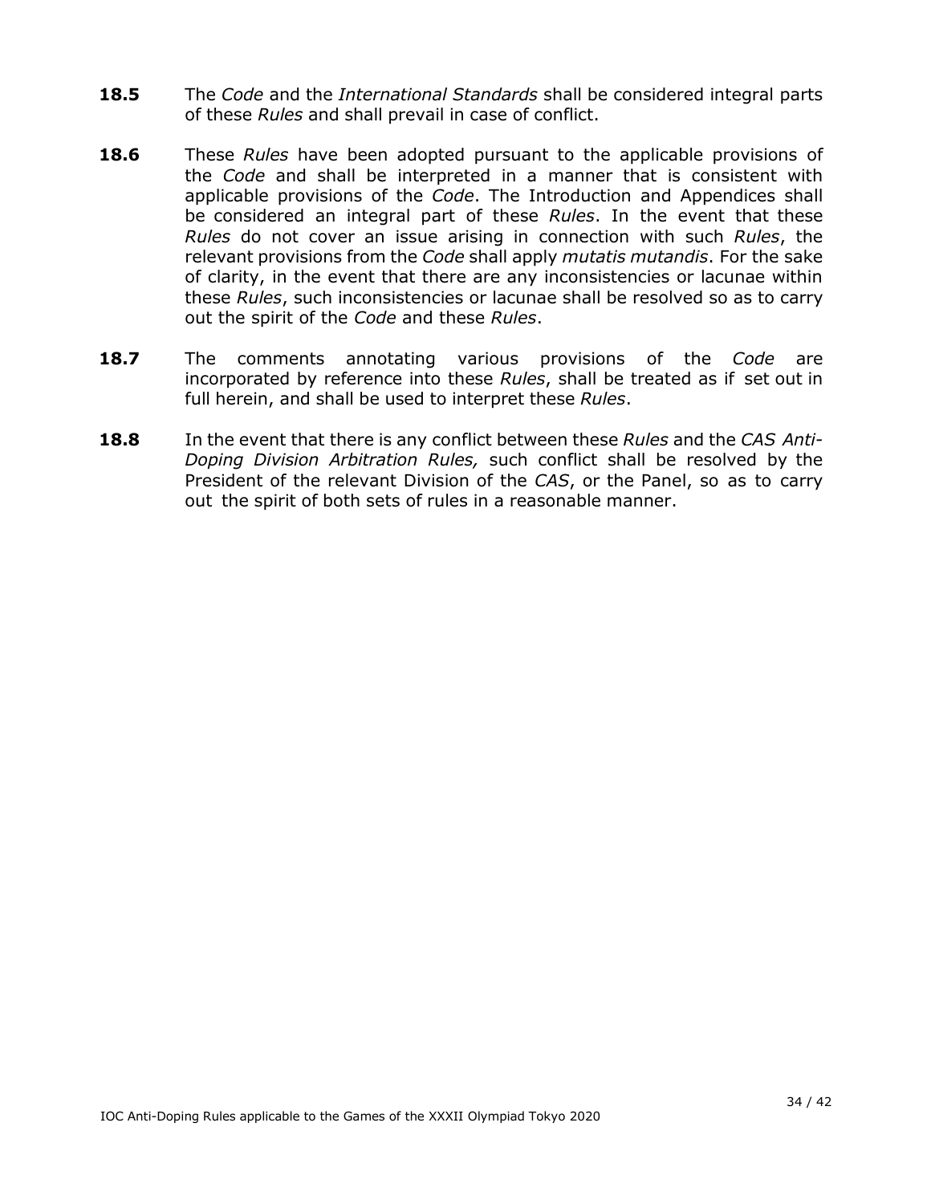**18.5** The *Code* and the *International Standards* shall be considered integral parts of these *Rules* and shall prevail in case of conflict.

**18.6** These *Rules* have been adopted pursuant to the applicable provisions of the *Code* and shall be interpreted in a manner that is consistent with applicable provisions of the *Code*. The Introduction and Appendices shall be considered an integral part of these *Rules*. In the event that these *Rules* do not cover an issue arising in connection with such *Rules*, the relevant provisions from the *Code* shall apply *mutatis mutandis*. For the sake of clarity, in the event that there are any inconsistencies or lacunae within these *Rules*, such inconsistencies or lacunae shall be resolved so as to carry out the spirit of the *Code* and these *Rules*.

**18.7** The comments annotating various provisions of the *Code* are incorporated by reference into these *Rules*, shall be treated as if set out in full herein, and shall be used to interpret these *Rules*.

**18.8** In the event that there is any conflict between these *Rules* and the *CAS Anti-Doping Division Arbitration Rules,* such conflict shall be resolved by the President of the relevant Division of the *CAS*, or the Panel, so as to carry out the spirit of both sets of rules in a reasonable manner.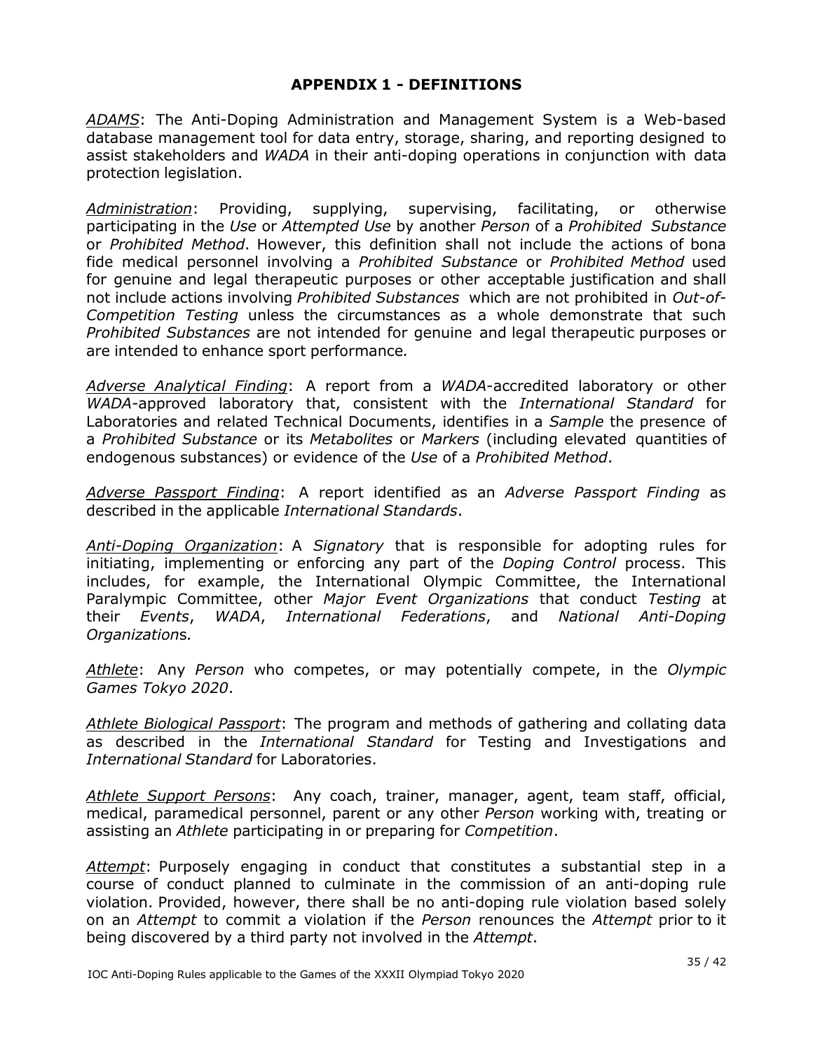## APPENDIX 1 - DEFINITIONS

*ADAMS*: The Anti-Doping Administration and Management System is a Web-based database management tool for data entry, storage, sharing, and reporting designed to assist stakeholders and *WADA* in their anti-doping operations in conjunction with data protection legislation.

*Administration*: Providing, supplying, supervising, facilitating, or otherwise participating in the *Use* or *Attempted Use* by another *Person* of a *Prohibited Substance* or *Prohibited Method*. However, this definition shall not include the actions of bona fide medical personnel involving a *Prohibited Substance* or *Prohibited Method* used for genuine and legal therapeutic purposes or other acceptable justification and shall not include actions involving *Prohibited Substances* which are not prohibited in *Out-of-Competition Testing* unless the circumstances as a whole demonstrate that such *Prohibited Substances* are not intended for genuine and legal therapeutic purposes or are intended to enhance sport performance.

*Adverse Analytical Finding*: A report from a *WADA*-accredited laboratory or other *WADA*-approved laboratory that, consistent with the *International Standard* for Laboratories and related Technical Documents, identifies in a *Sample* the presence of a *Prohibited Substance* or its *Metabolites* or *Markers* (including elevated quantities of endogenous substances) or evidence of the *Use* of a *Prohibited Method*.

*Adverse Passport Finding*: A report identified as an *Adverse Passport Finding* as described in the applicable *International Standards*.

*Anti-Doping Organization*: A *Signatory* that is responsible for adopting rules for initiating, implementing or enforcing any part of the *Doping Control* process. This includes, for example, the International Olympic Committee, the International Paralympic Committee, other *Major Event Organizations* that conduct *Testing* at their *Events*, *WADA*, *International Federations*, and *National Anti-Doping Organizations.*

*Athlete*: Any *Person* who competes, or may potentially compete, in the *Olympic Games Tokyo 2020*.

*Athlete Biological Passport*: The program and methods of gathering and collating data as described in the *International Standard* for Testing and Investigations and *International Standard* for Laboratories.

*Athlete Support Persons*: Any coach, trainer, manager, agent, team staff, official, medical, paramedical personnel, parent or any other *Person* working with, treating or assisting an *Athlete* participating in or preparing for *Competition*.

*Attempt*: Purposely engaging in conduct that constitutes a substantial step in a course of conduct planned to culminate in the commission of an anti-doping rule violation. Provided, however, there shall be no anti-doping rule violation based solely on an *Attempt* to commit a violation if the *Person* renounces the *Attempt* prior to it being discovered by a third party not involved in the *Attempt*.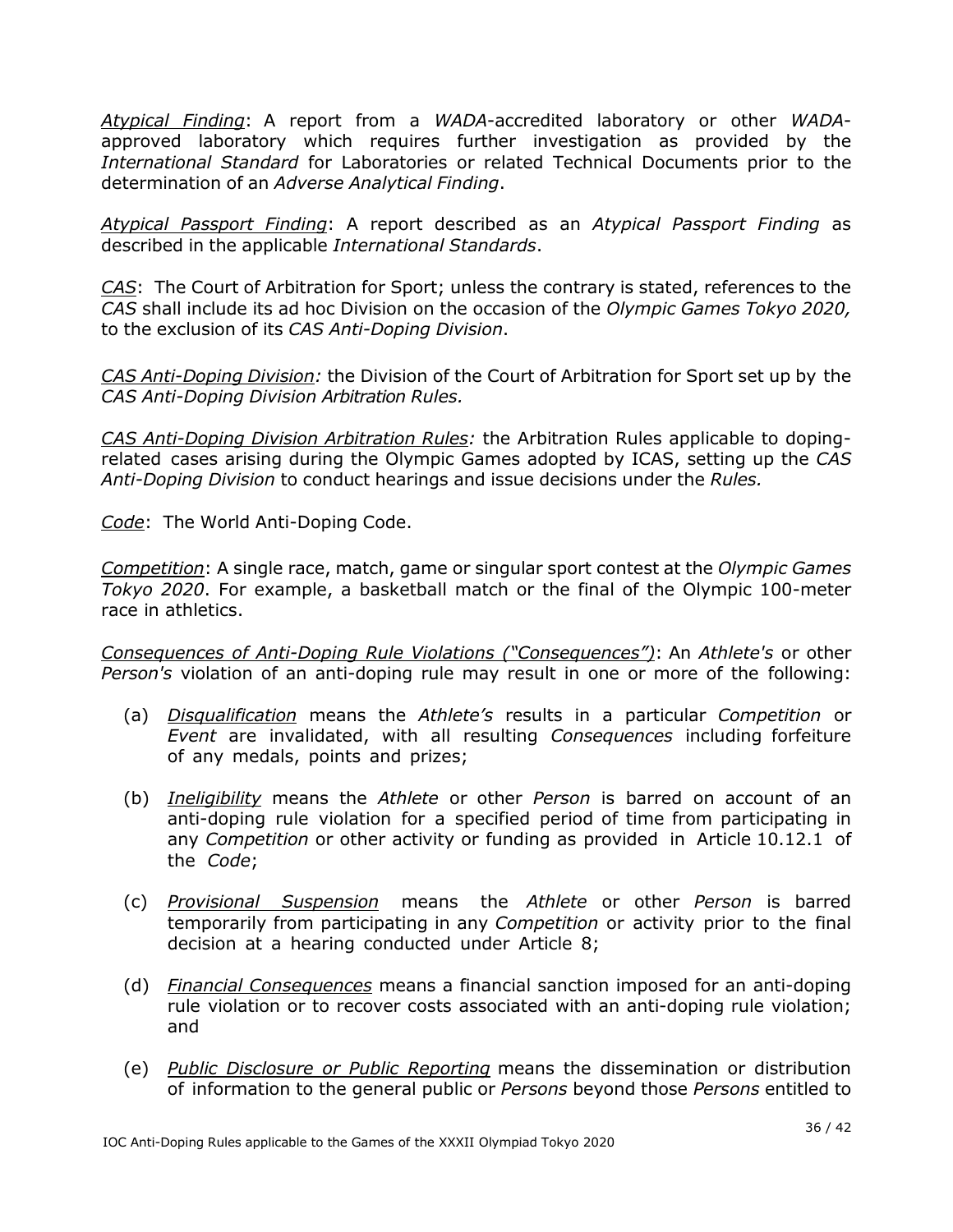*Atypical Finding*: A report from a *WADA*-accredited laboratory or other *WADA*-approved laboratory which requires further investigation as provided by the *International Standard* for Laboratories or related Technical Documents prior to the determination of an *Adverse Analytical Finding*.

*Atypical Passport Finding*: A report described as an *Atypical Passport Finding* as described in the applicable *International Standards*.

*CAS*: The Court of Arbitration for Sport; unless the contrary is stated, references to the *CAS* shall include its ad hoc Division on the occasion of the *Olympic Games Tokyo 2020,* to the exclusion of its *CAS Anti-Doping Division*.

*CAS Anti-Doping Division:* the Division of the Court of Arbitration for Sport set up by the *CAS Anti-Doping Division Arbitration Rules.*

*CAS Anti-Doping Division Arbitration Rules:* the Arbitration Rules applicable to doping-related cases arising during the Olympic Games adopted by ICAS, setting up the *CAS Anti-Doping Division* to conduct hearings and issue decisions under the *Rules.*

*Code*: The World Anti-Doping Code.

*Competition*: A single race, match, game or singular sport contest at the *Olympic Games Tokyo 2020*. For example, a basketball match or the final of the Olympic 100-meter race in athletics.

*Consequences of Anti-Doping Rule Violations ("Consequences")*: An *Athlete's* or other *Person's* violation of an anti-doping rule may result in one or more of the following:

(a) *Disqualification* means the *Athlete's* results in a particular *Competition* or *Event* are invalidated, with all resulting *Consequences* including forfeiture of any medals, points and prizes;

(b) *Ineligibility* means the *Athlete* or other *Person* is barred on account of an anti-doping rule violation for a specified period of time from participating in any *Competition* or other activity or funding as provided in Article 10.12.1 of the *Code*;

(c) *Provisional Suspension* means the *Athlete* or other *Person* is barred temporarily from participating in any *Competition* or activity prior to the final decision at a hearing conducted under Article 8;

(d) *Financial Consequences* means a financial sanction imposed for an anti-doping rule violation or to recover costs associated with an anti-doping rule violation; and

(e) *Public Disclosure or Public Reporting* means the dissemination or distribution of information to the general public or *Persons* beyond those *Persons* entitled to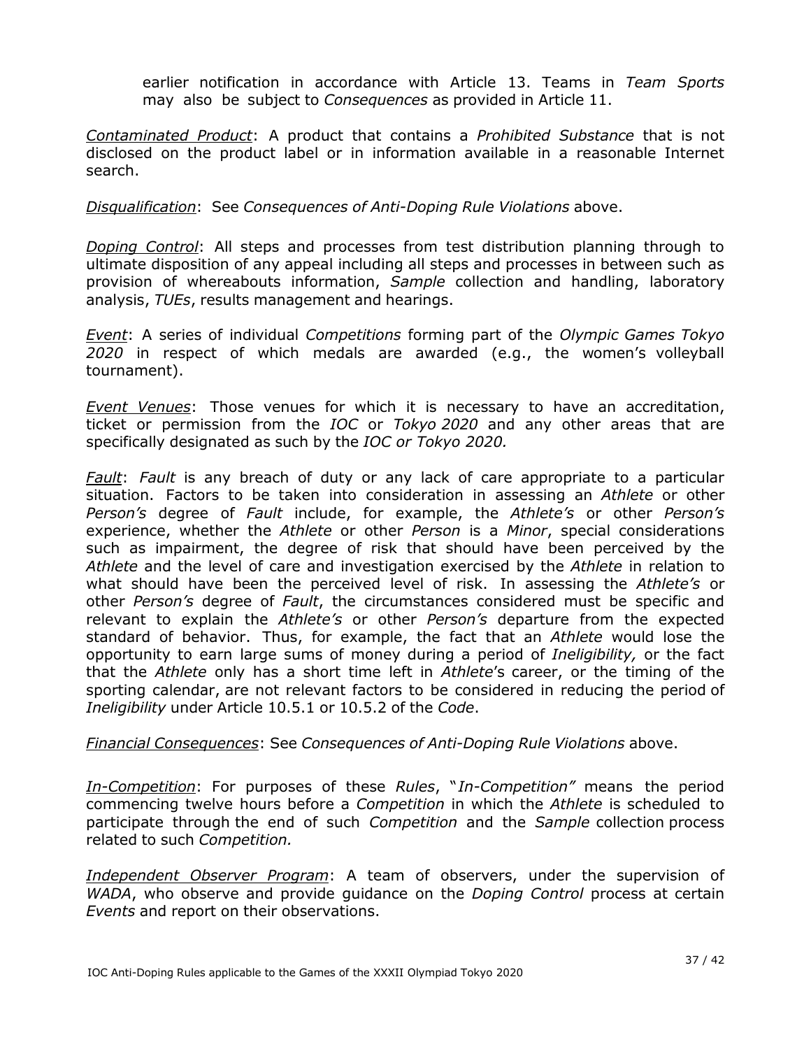earlier notification in accordance with Article 13. Teams in *Team Sports* may also be subject to *Consequences* as provided in Article 11.

*Contaminated Product*: A product that contains a *Prohibited Substance* that is not disclosed on the product label or in information available in a reasonable Internet search.

*Disqualification*: See *Consequences of Anti-Doping Rule Violations* above.

*Doping Control*: All steps and processes from test distribution planning through to ultimate disposition of any appeal including all steps and processes in between such as provision of whereabouts information, *Sample* collection and handling, laboratory analysis, *TUEs*, results management and hearings.

*Event*: A series of individual *Competitions* forming part of the *Olympic Games Tokyo 2020* in respect of which medals are awarded (e.g., the women's volleyball tournament).

*Event Venues*: Those venues for which it is necessary to have an accreditation, ticket or permission from the *IOC* or *Tokyo 2020* and any other areas that are specifically designated as such by the *IOC or Tokyo 2020.*

*Fault*: *Fault* is any breach of duty or any lack of care appropriate to a particular situation. Factors to be taken into consideration in assessing an *Athlete* or other *Person's* degree of *Fault* include, for example, the *Athlete's* or other *Person's* experience, whether the *Athlete* or other *Person* is a *Minor*, special considerations such as impairment, the degree of risk that should have been perceived by the *Athlete* and the level of care and investigation exercised by the *Athlete* in relation to what should have been the perceived level of risk. In assessing the *Athlete's* or other *Person's* degree of *Fault*, the circumstances considered must be specific and relevant to explain the *Athlete's* or other *Person's* departure from the expected standard of behavior. Thus, for example, the fact that an *Athlete* would lose the opportunity to earn large sums of money during a period of *Ineligibility,* or the fact that the *Athlete* only has a short time left in *Athlete*'s career, or the timing of the sporting calendar, are not relevant factors to be considered in reducing the period of *Ineligibility* under Article 10.5.1 or 10.5.2 of the *Code*.

*Financial Consequences*: See *Consequences of Anti-Doping Rule Violations* above.

*In-Competition*: For purposes of these *Rules*, "*In-Competition"* means the period commencing twelve hours before a *Competition* in which the *Athlete* is scheduled to participate through the end of such *Competition* and the *Sample* collection process related to such *Competition.*

*Independent Observer Program*: A team of observers, under the supervision of *WADA*, who observe and provide guidance on the *Doping Control* process at certain *Events* and report on their observations.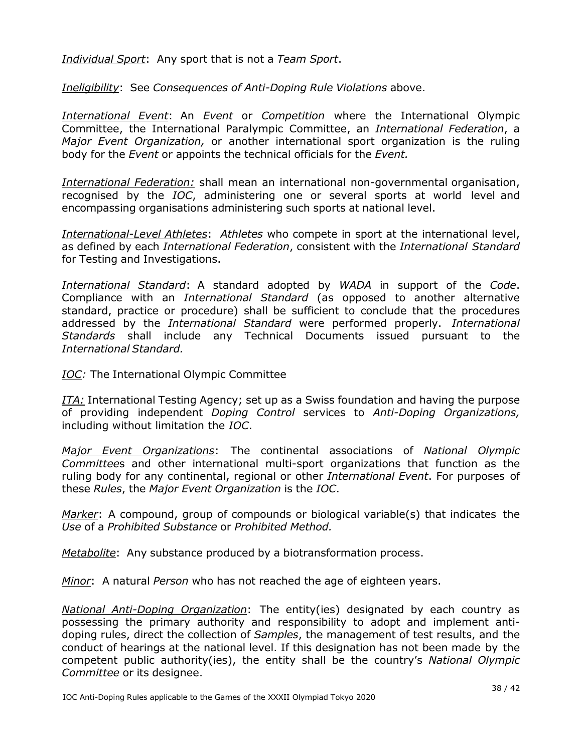*Individual Sport*: Any sport that is not a *Team Sport*.

*Ineligibility*: See *Consequences of Anti-Doping Rule Violations* above.

*International Event*: An *Event* or *Competition* where the International Olympic Committee, the International Paralympic Committee, an *International Federation*, a *Major Event Organization,* or another international sport organization is the ruling body for the *Event* or appoints the technical officials for the *Event.*

*International Federation:* shall mean an international non-governmental organisation, recognised by the *IOC*, administering one or several sports at world level and encompassing organisations administering such sports at national level.

*International-Level Athletes*: *Athletes* who compete in sport at the international level, as defined by each *International Federation*, consistent with the *International Standard* for Testing and Investigations.

*International Standard*: A standard adopted by *WADA* in support of the *Code*. Compliance with an *International Standard* (as opposed to another alternative standard, practice or procedure) shall be sufficient to conclude that the procedures addressed by the *International Standard* were performed properly. *International Standards* shall include any Technical Documents issued pursuant to the *International Standard.*

*IOC:* The International Olympic Committee

*ITA:* International Testing Agency; set up as a Swiss foundation and having the purpose of providing independent *Doping Control* services to *Anti-Doping Organizations,* including without limitation the *IOC*.

*Major Event Organizations*: The continental associations of *National Olympic Committee*s and other international multi-sport organizations that function as the ruling body for any continental, regional or other *International Event*. For purposes of these *Rules*, the *Major Event Organization* is the *IOC*.

*Marker*: A compound, group of compounds or biological variable(s) that indicates the *Use* of a *Prohibited Substance* or *Prohibited Method.*

*Metabolite*: Any substance produced by a biotransformation process.

*Minor*: A natural *Person* who has not reached the age of eighteen years.

*National Anti-Doping Organization*: The entity(ies) designated by each country as possessing the primary authority and responsibility to adopt and implement anti-doping rules, direct the collection of *Samples*, the management of test results, and the conduct of hearings at the national level. If this designation has not been made by the competent public authority(ies), the entity shall be the country's *National Olympic Committee* or its designee.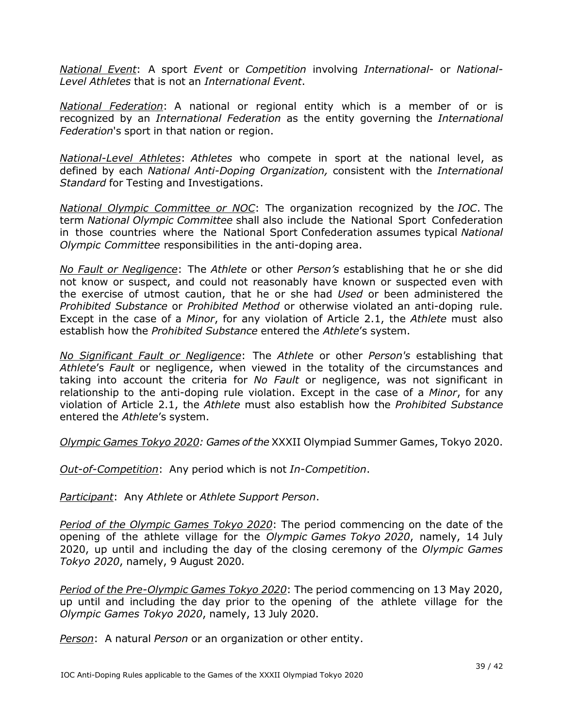*National Event*: A sport *Event* or *Competition* involving *International-* or *National-Level Athletes* that is not an *International Event*.

*National Federation*: A national or regional entity which is a member of or is recognized by an *International Federation* as the entity governing the *International Federation*'s sport in that nation or region.

*National-Level Athletes*: *Athletes* who compete in sport at the national level, as defined by each *National Anti-Doping Organization,* consistent with the *International Standard* for Testing and Investigations.

*National Olympic Committee or NOC*: The organization recognized by the *IOC*. The term *National Olympic Committee* shall also include the National Sport Confederation in those countries where the National Sport Confederation assumes typical *National Olympic Committee* responsibilities in the anti-doping area.

*No Fault or Negligence*: The *Athlete* or other *Person's* establishing that he or she did not know or suspect, and could not reasonably have known or suspected even with the exercise of utmost caution, that he or she had *Used* or been administered the *Prohibited Substance* or *Prohibited Method* or otherwise violated an anti-doping rule. Except in the case of a *Minor*, for any violation of Article 2.1, the *Athlete* must also establish how the *Prohibited Substance* entered the *Athlete*'s system.

*No Significant Fault or Negligence*: The *Athlete* or other *Person's* establishing that *Athlete*'s *Fault* or negligence, when viewed in the totality of the circumstances and taking into account the criteria for *No Fault* or negligence, was not significant in relationship to the anti-doping rule violation. Except in the case of a *Minor*, for any violation of Article 2.1, the *Athlete* must also establish how the *Prohibited Substance* entered the *Athlete*'s system.

*Olympic Games Tokyo 2020: Games of the* XXXII Olympiad Summer Games, Tokyo 2020.

*Out-of-Competition*: Any period which is not *In-Competition*.

*Participant*: Any *Athlete* or *Athlete Support Person*.

*Period of the Olympic Games Tokyo 2020*: The period commencing on the date of the opening of the athlete village for the *Olympic Games Tokyo 2020*, namely, 14 July 2020, up until and including the day of the closing ceremony of the *Olympic Games Tokyo 2020*, namely, 9 August 2020.

*Period of the Pre-Olympic Games Tokyo 2020*: The period commencing on 13 May 2020, up until and including the day prior to the opening of the athlete village for the *Olympic Games Tokyo 2020*, namely, 13 July 2020.

*Person*: A natural *Person* or an organization or other entity.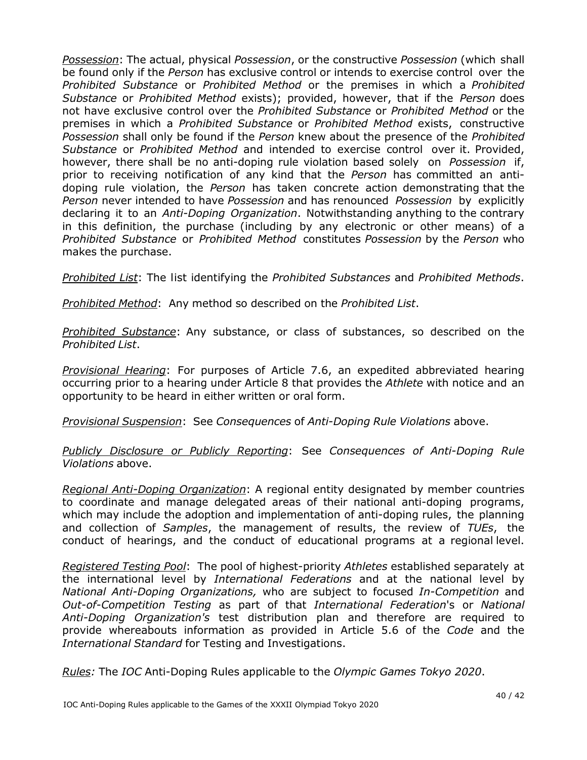*Possession*: The actual, physical *Possession*, or the constructive *Possession* (which shall be found only if the *Person* has exclusive control or intends to exercise control over the *Prohibited Substance* or *Prohibited Method* or the premises in which a *Prohibited Substance* or *Prohibited Method* exists); provided, however, that if the *Person* does not have exclusive control over the *Prohibited Substance* or *Prohibited Method* or the premises in which a *Prohibited Substance* or *Prohibited Method* exists, constructive *Possession* shall only be found if the *Person* knew about the presence of the *Prohibited Substance* or *Prohibited Method* and intended to exercise control over it. Provided, however, there shall be no anti-doping rule violation based solely on *Possession* if, prior to receiving notification of any kind that the *Person* has committed an anti-doping rule violation, the *Person* has taken concrete action demonstrating that the *Person* never intended to have *Possession* and has renounced *Possession* by explicitly declaring it to an *Anti-Doping Organization*. Notwithstanding anything to the contrary in this definition, the purchase (including by any electronic or other means) of a *Prohibited Substance* or *Prohibited Method* constitutes *Possession* by the *Person* who makes the purchase.

*Prohibited List*: The list identifying the *Prohibited Substances* and *Prohibited Methods*.

*Prohibited Method*: Any method so described on the *Prohibited List*.

*Prohibited Substance*: Any substance, or class of substances, so described on the *Prohibited List*.

*Provisional Hearing*: For purposes of Article 7.6, an expedited abbreviated hearing occurring prior to a hearing under Article 8 that provides the *Athlete* with notice and an opportunity to be heard in either written or oral form.

*Provisional Suspension*: See *Consequences* of *Anti-Doping Rule Violations* above.

*Publicly Disclosure or Publicly Reporting*: See *Consequences of Anti-Doping Rule Violations* above.

*Regional Anti-Doping Organization*: A regional entity designated by member countries to coordinate and manage delegated areas of their national anti-doping programs, which may include the adoption and implementation of anti-doping rules, the planning and collection of *Samples*, the management of results, the review of *TUEs*, the conduct of hearings, and the conduct of educational programs at a regional level.

*Registered Testing Pool*: The pool of highest-priority *Athletes* established separately at the international level by *International Federations* and at the national level by *National Anti-Doping Organizations,* who are subject to focused *In-Competition* and *Out-of-Competition Testing* as part of that *International Federation*'s or *National Anti-Doping Organization's* test distribution plan and therefore are required to provide whereabouts information as provided in Article 5.6 of the *Code* and the *International Standard* for Testing and Investigations.

*Rules:* The *IOC* Anti-Doping Rules applicable to the *Olympic Games Tokyo 2020*.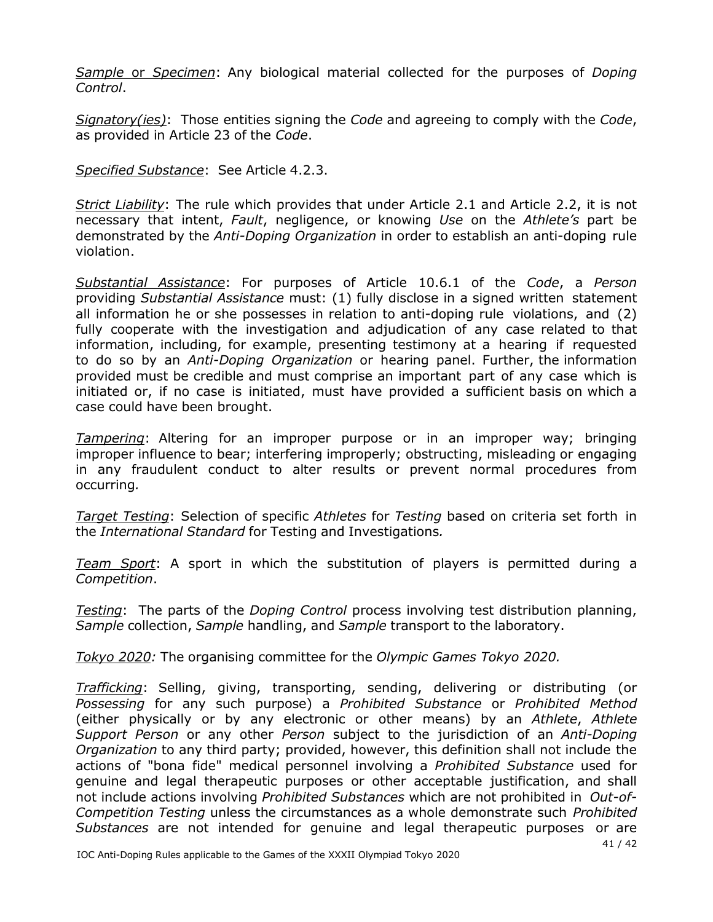*Sample* or *Specimen*: Any biological material collected for the purposes of *Doping Control*.

*Signatory(ies)*: Those entities signing the *Code* and agreeing to comply with the *Code*, as provided in Article 23 of the *Code*.

*Specified Substance*: See Article 4.2.3.

*Strict Liability*: The rule which provides that under Article 2.1 and Article 2.2, it is not necessary that intent, *Fault*, negligence, or knowing *Use* on the *Athlete's* part be demonstrated by the *Anti-Doping Organization* in order to establish an anti-doping rule violation.

*Substantial Assistance*: For purposes of Article 10.6.1 of the *Code*, a *Person* providing *Substantial Assistance* must: (1) fully disclose in a signed written statement all information he or she possesses in relation to anti-doping rule violations, and (2) fully cooperate with the investigation and adjudication of any case related to that information, including, for example, presenting testimony at a hearing if requested to do so by an *Anti-Doping Organization* or hearing panel. Further, the information provided must be credible and must comprise an important part of any case which is initiated or, if no case is initiated, must have provided a sufficient basis on which a case could have been brought.

*Tampering*: Altering for an improper purpose or in an improper way; bringing improper influence to bear; interfering improperly; obstructing, misleading or engaging in any fraudulent conduct to alter results or prevent normal procedures from occurring*.*

*Target Testing*: Selection of specific *Athletes* for *Testing* based on criteria set forth in the *International Standard* for Testing and Investigations*.*

*Team Sport*: A sport in which the substitution of players is permitted during a *Competition*.

*Testing*: The parts of the *Doping Control* process involving test distribution planning, *Sample* collection, *Sample* handling, and *Sample* transport to the laboratory.

*Tokyo 2020:* The organising committee for the *Olympic Games Tokyo 2020.*

*Trafficking*: Selling, giving, transporting, sending, delivering or distributing (or *Possessing* for any such purpose) a *Prohibited Substance* or *Prohibited Method* (either physically or by any electronic or other means) by an *Athlete*, *Athlete Support Person* or any other *Person* subject to the jurisdiction of an *Anti-Doping Organization* to any third party; provided, however, this definition shall not include the actions of "bona fide" medical personnel involving a *Prohibited Substance* used for genuine and legal therapeutic purposes or other acceptable justification, and shall not include actions involving *Prohibited Substances* which are not prohibited in *Out-of-Competition Testing* unless the circumstances as a whole demonstrate such *Prohibited Substances* are not intended for genuine and legal therapeutic purposes or are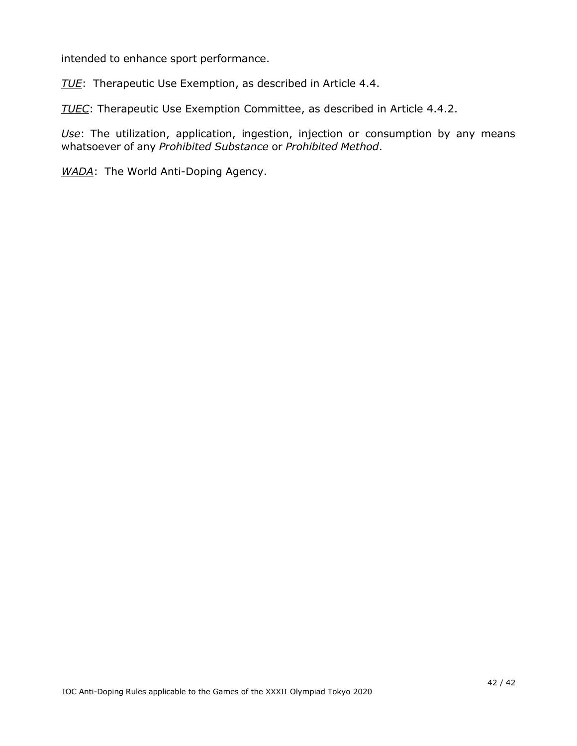intended to enhance sport performance.

*TUE*: Therapeutic Use Exemption, as described in Article 4.4.

*TUEC*: Therapeutic Use Exemption Committee, as described in Article 4.4.2.

*Use*: The utilization, application, ingestion, injection or consumption by any means whatsoever of any *Prohibited Substance* or *Prohibited Method*.

*WADA*: The World Anti-Doping Agency.